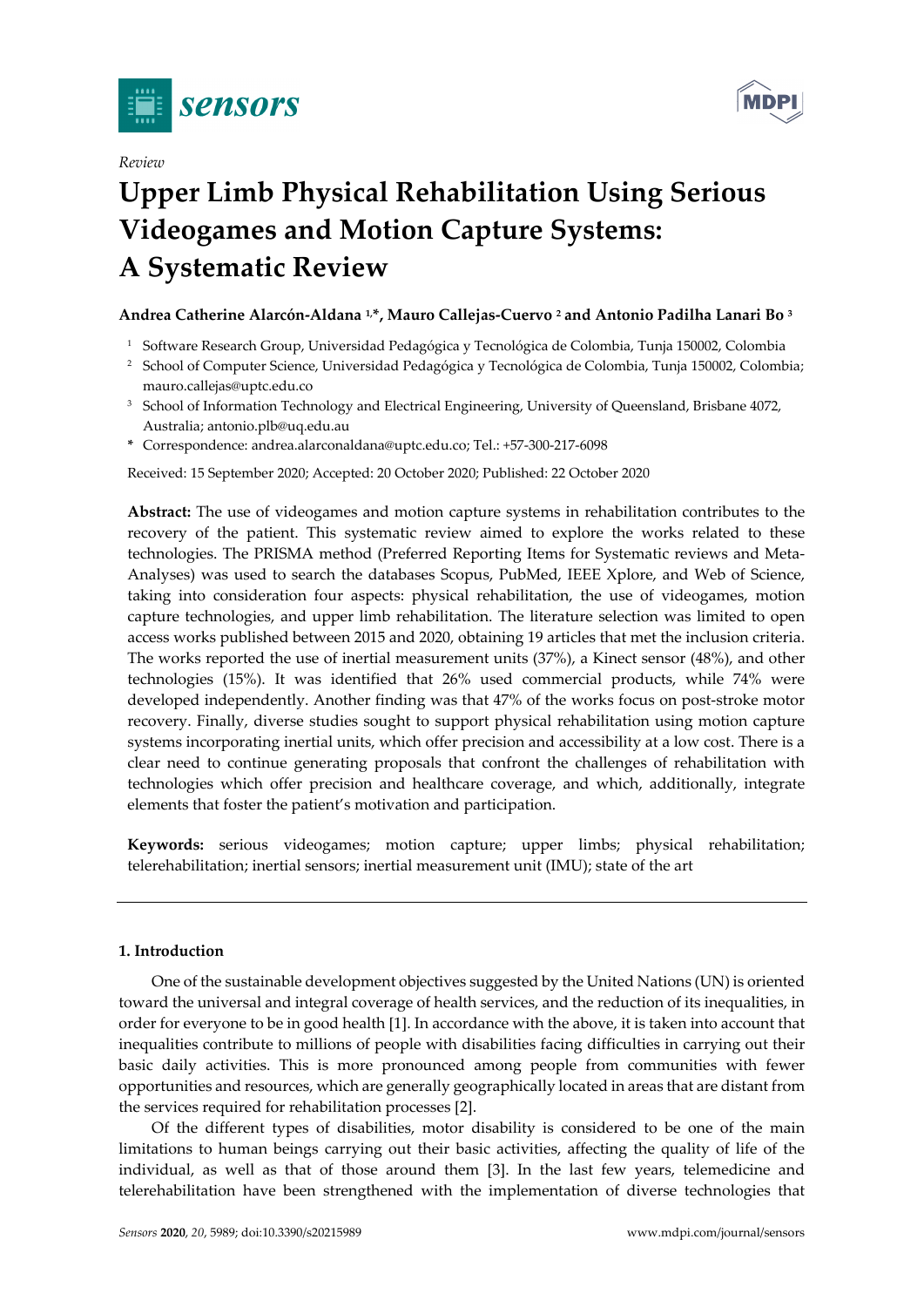*Review*

# Upper Limb Physical Rehabilitation Using Serious Videogames and Motion Capture Systems: A Systematic Review

**Andrea Catherine Alarcón-Aldana [1,*], Mauro Callejas-Cuervo [2] and Antonio Padilha Lanari Bo [3]**

[1] Software Research Group, Universidad Pedagógica y Tecnológica de Colombia, Tunja 150002, Colombia

[2] School of Computer Science, Universidad Pedagógica y Tecnológica de Colombia, Tunja 150002, Colombia; mauro.callejas@uptc.edu.co

[3] School of Information Technology and Electrical Engineering, University of Queensland, Brisbane 4072, Australia; antonio.plb@uq.edu.au

\* Correspondence: andrea.alarconaldana@uptc.edu.co; Tel.: +57-300-217-6098

Received: 15 September 2020; Accepted: 20 October 2020; Published: 22 October 2020

**Abstract:** The use of videogames and motion capture systems in rehabilitation contributes to the recovery of the patient. This systematic review aimed to explore the works related to these technologies. The PRISMA method (Preferred Reporting Items for Systematic reviews and Meta-Analyses) was used to search the databases Scopus, PubMed, IEEE Xplore, and Web of Science, taking into consideration four aspects: physical rehabilitation, the use of videogames, motion capture technologies, and upper limb rehabilitation. The literature selection was limited to open access works published between 2015 and 2020, obtaining 19 articles that met the inclusion criteria. The works reported the use of inertial measurement units (37%), a Kinect sensor (48%), and other technologies (15%). It was identified that 26% used commercial products, while 74% were developed independently. Another finding was that 47% of the works focus on post-stroke motor recovery. Finally, diverse studies sought to support physical rehabilitation using motion capture systems incorporating inertial units, which offer precision and accessibility at a low cost. There is a clear need to continue generating proposals that confront the challenges of rehabilitation with technologies which offer precision and healthcare coverage, and which, additionally, integrate elements that foster the patient's motivation and participation.

**Keywords:** serious videogames; motion capture; upper limbs; physical rehabilitation; telerehabilitation; inertial sensors; inertial measurement unit (IMU); state of the art

## 1. Introduction

One of the sustainable development objectives suggested by the United Nations (UN) is oriented toward the universal and integral coverage of health services, and the reduction of its inequalities, in order for everyone to be in good health [1]. In accordance with the above, it is taken into account that inequalities contribute to millions of people with disabilities facing difficulties in carrying out their basic daily activities. This is more pronounced among people from communities with fewer opportunities and resources, which are generally geographically located in areas that are distant from the services required for rehabilitation processes [2].

Of the different types of disabilities, motor disability is considered to be one of the main limitations to human beings carrying out their basic activities, affecting the quality of life of the individual, as well as that of those around them [3]. In the last few years, telemedicine and telerehabilitation have been strengthened with the implementation of diverse technologies that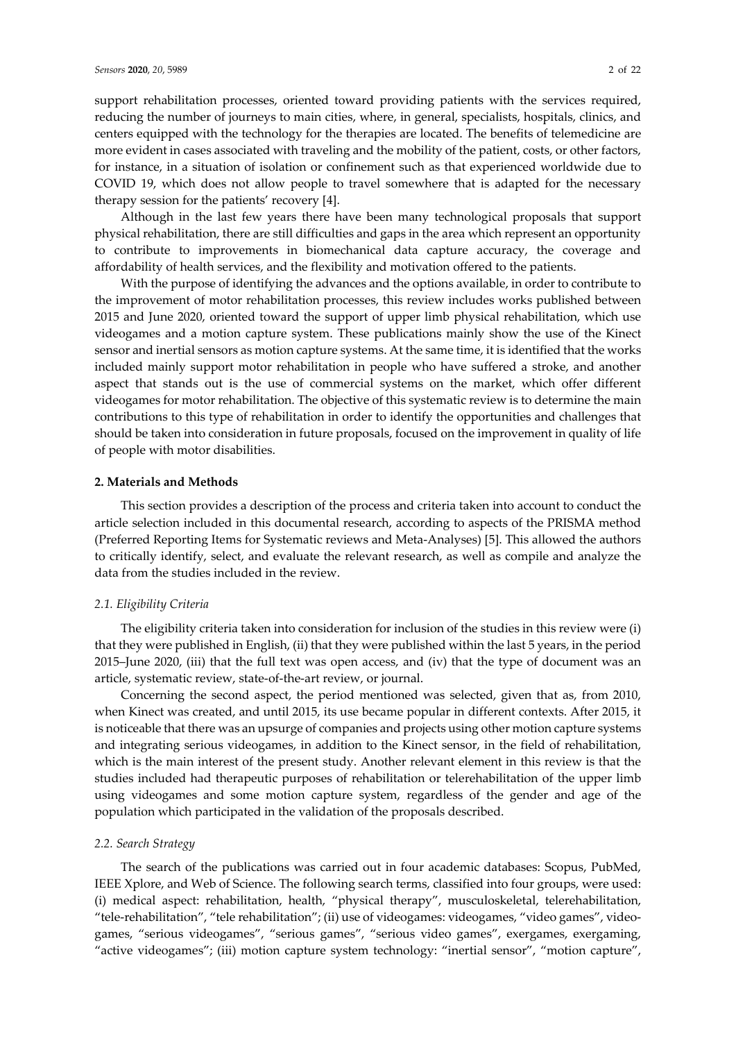support rehabilitation processes, oriented toward providing patients with the services required, reducing the number of journeys to main cities, where, in general, specialists, hospitals, clinics, and centers equipped with the technology for the therapies are located. The benefits of telemedicine are more evident in cases associated with traveling and the mobility of the patient, costs, or other factors, for instance, in a situation of isolation or confinement such as that experienced worldwide due to COVID 19, which does not allow people to travel somewhere that is adapted for the necessary therapy session for the patients' recovery [4].

Although in the last few years there have been many technological proposals that support physical rehabilitation, there are still difficulties and gaps in the area which represent an opportunity to contribute to improvements in biomechanical data capture accuracy, the coverage and affordability of health services, and the flexibility and motivation offered to the patients.

With the purpose of identifying the advances and the options available, in order to contribute to the improvement of motor rehabilitation processes, this review includes works published between 2015 and June 2020, oriented toward the support of upper limb physical rehabilitation, which use videogames and a motion capture system. These publications mainly show the use of the Kinect sensor and inertial sensors as motion capture systems. At the same time, it is identified that the works included mainly support motor rehabilitation in people who have suffered a stroke, and another aspect that stands out is the use of commercial systems on the market, which offer different videogames for motor rehabilitation. The objective of this systematic review is to determine the main contributions to this type of rehabilitation in order to identify the opportunities and challenges that should be taken into consideration in future proposals, focused on the improvement in quality of life of people with motor disabilities.

## 2. Materials and Methods

This section provides a description of the process and criteria taken into account to conduct the article selection included in this documental research, according to aspects of the PRISMA method (Preferred Reporting Items for Systematic reviews and Meta-Analyses) [5]. This allowed the authors to critically identify, select, and evaluate the relevant research, as well as compile and analyze the data from the studies included in the review.

### *2.1. Eligibility Criteria*

The eligibility criteria taken into consideration for inclusion of the studies in this review were (i) that they were published in English, (ii) that they were published within the last 5 years, in the period 2015–June 2020, (iii) that the full text was open access, and (iv) that the type of document was an article, systematic review, state-of-the-art review, or journal.

Concerning the second aspect, the period mentioned was selected, given that as, from 2010, when Kinect was created, and until 2015, its use became popular in different contexts. After 2015, it is noticeable that there was an upsurge of companies and projects using other motion capture systems and integrating serious videogames, in addition to the Kinect sensor, in the field of rehabilitation, which is the main interest of the present study. Another relevant element in this review is that the studies included had therapeutic purposes of rehabilitation or telerehabilitation of the upper limb using videogames and some motion capture system, regardless of the gender and age of the population which participated in the validation of the proposals described.

### *2.2. Search Strategy*

The search of the publications was carried out in four academic databases: Scopus, PubMed, IEEE Xplore, and Web of Science. The following search terms, classified into four groups, were used: (i) medical aspect: rehabilitation, health, "physical therapy", musculoskeletal, telerehabilitation, "tele-rehabilitation", "tele rehabilitation"; (ii) use of videogames: videogames, "video games", video-games, "serious videogames", "serious games", "serious video games", exergames, exergaming, "active videogames"; (iii) motion capture system technology: "inertial sensor", "motion capture",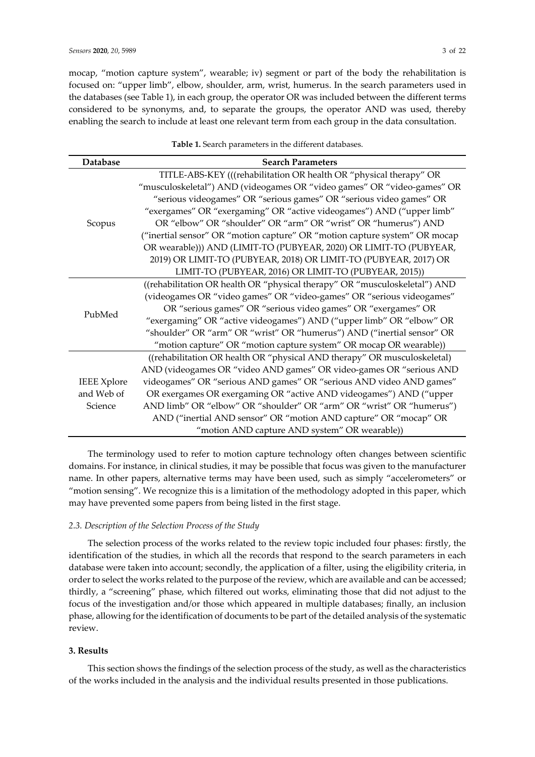mocap, "motion capture system", wearable; iv) segment or part of the body the rehabilitation is focused on: "upper limb", elbow, shoulder, arm, wrist, humerus. In the search parameters used in the databases (see Table 1), in each group, the operator OR was included between the different terms considered to be synonyms, and, to separate the groups, the operator AND was used, thereby enabling the search to include at least one relevant term from each group in the data consultation.

**Table 1.** Search parameters in the different databases.

| Database | Search Parameters |
| --- | --- |
| Scopus | TITLE-ABS-KEY (((rehabilitation OR health OR "physical therapy" OR "musculoskeletal") AND (videogames OR "video games" OR "video-games" OR "serious videogames" OR "serious games" OR "serious video games" OR "exergames" OR "exergaming" OR "active videogames") AND ("upper limb" OR "elbow" OR "shoulder" OR "arm" OR "wrist" OR "humerus") AND ("inertial sensor" OR "motion capture" OR "motion capture system" OR mocap OR wearable))) AND (LIMIT-TO (PUBYEAR, 2020) OR LIMIT-TO (PUBYEAR, 2019) OR LIMIT-TO (PUBYEAR, 2018) OR LIMIT-TO (PUBYEAR, 2017) OR LIMIT-TO (PUBYEAR, 2016) OR LIMIT-TO (PUBYEAR, 2015)) |
| PubMed | ((rehabilitation OR health OR "physical therapy" OR "musculoskeletal") AND (videogames OR "video games" OR "video-games" OR "serious videogames" OR "serious games" OR "serious video games" OR "exergames" OR "exergaming" OR "active videogames") AND ("upper limb" OR "elbow" OR "shoulder" OR "arm" OR "wrist" OR "humerus") AND ("inertial sensor" OR "motion capture" OR "motion capture system" OR mocap OR wearable)) |
| IEEE Xplore and Web of Science | ((rehabilitation OR health OR "physical AND therapy" OR musculoskeletal) AND (videogames OR "video AND games" OR video-games OR "serious AND videogames" OR "serious AND games" OR "serious AND video AND games" OR exergames OR exergaming OR "active AND videogames") AND ("upper AND limb" OR "elbow" OR "shoulder" OR "arm" OR "wrist" OR "humerus") AND ("inertial AND sensor" OR "motion AND capture" OR "mocap" OR "motion AND capture AND system" OR wearable)) |

The terminology used to refer to motion capture technology often changes between scientific domains. For instance, in clinical studies, it may be possible that focus was given to the manufacturer name. In other papers, alternative terms may have been used, such as simply "accelerometers" or "motion sensing". We recognize this is a limitation of the methodology adopted in this paper, which may have prevented some papers from being listed in the first stage.

### *2.3. Description of the Selection Process of the Study*

The selection process of the works related to the review topic included four phases: firstly, the identification of the studies, in which all the records that respond to the search parameters in each database were taken into account; secondly, the application of a filter, using the eligibility criteria, in order to select the works related to the purpose of the review, which are available and can be accessed; thirdly, a "screening" phase, which filtered out works, eliminating those that did not adjust to the focus of the investigation and/or those which appeared in multiple databases; finally, an inclusion phase, allowing for the identification of documents to be part of the detailed analysis of the systematic review.

## **3. Results**

This section shows the findings of the selection process of the study, as well as the characteristics of the works included in the analysis and the individual results presented in those publications.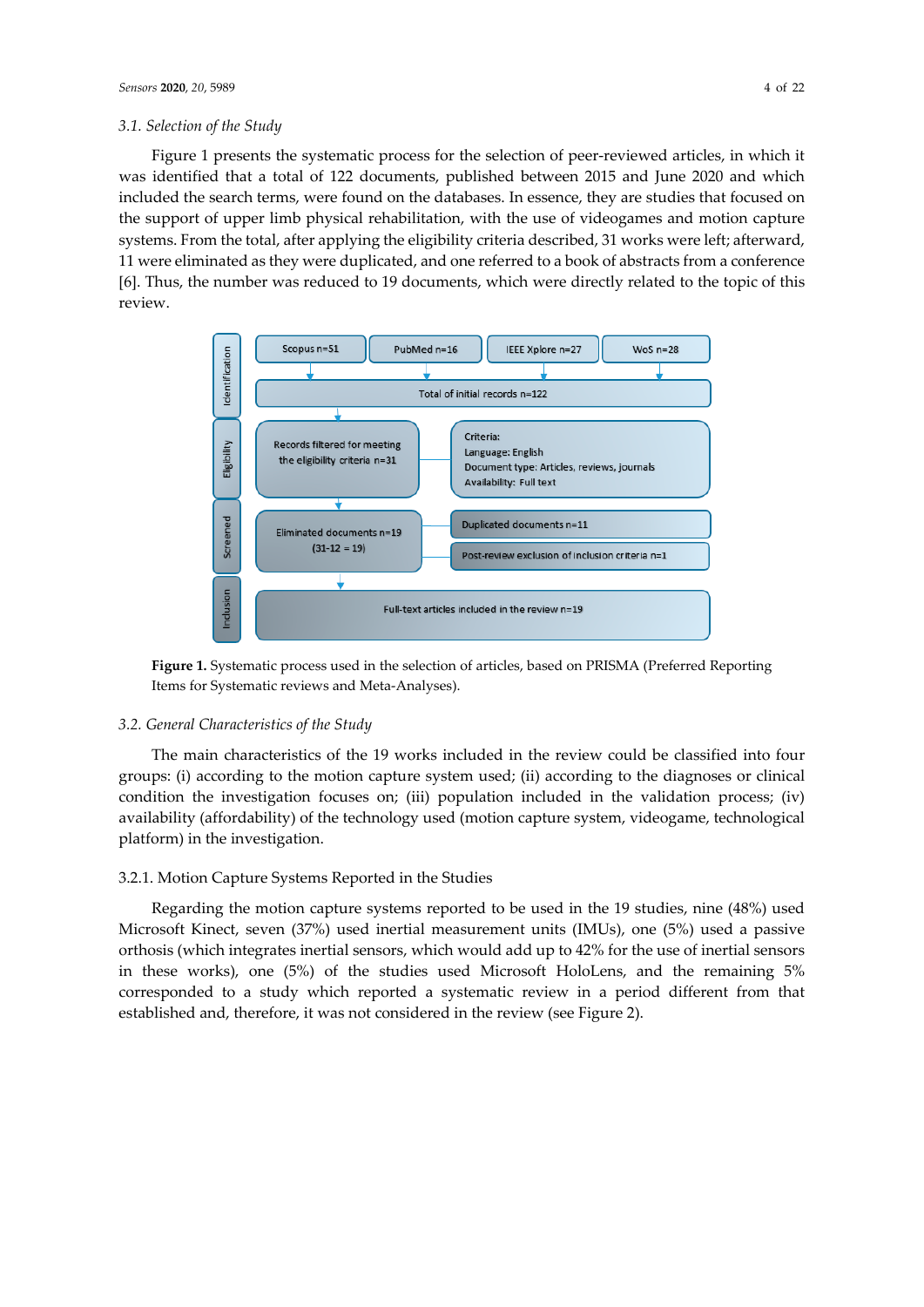### 3.1. Selection of the Study

Figure 1 presents the systematic process for the selection of peer-reviewed articles, in which it was identified that a total of 122 documents, published between 2015 and June 2020 and which included the search terms, were found on the databases. In essence, they are studies that focused on the support of upper limb physical rehabilitation, with the use of videogames and motion capture systems. From the total, after applying the eligibility criteria described, 31 works were left; afterward, 11 were eliminated as they were duplicated, and one referred to a book of abstracts from a conference [6]. Thus, the number was reduced to 19 documents, which were directly related to the topic of this review.

**Figure 1.** Systematic process used in the selection of articles, based on PRISMA (Preferred Reporting Items for Systematic reviews and Meta-Analyses).

### 3.2. General Characteristics of the Study

The main characteristics of the 19 works included in the review could be classified into four groups: (i) according to the motion capture system used; (ii) according to the diagnoses or clinical condition the investigation focuses on; (iii) population included in the validation process; (iv) availability (affordability) of the technology used (motion capture system, videogame, technological platform) in the investigation.

#### 3.2.1. Motion Capture Systems Reported in the Studies

Regarding the motion capture systems reported to be used in the 19 studies, nine (48%) used Microsoft Kinect, seven (37%) used inertial measurement units (IMUs), one (5%) used a passive orthosis (which integrates inertial sensors, which would add up to 42% for the use of inertial sensors in these works), one (5%) of the studies used Microsoft HoloLens, and the remaining 5% corresponded to a study which reported a systematic review in a period different from that established and, therefore, it was not considered in the review (see Figure 2).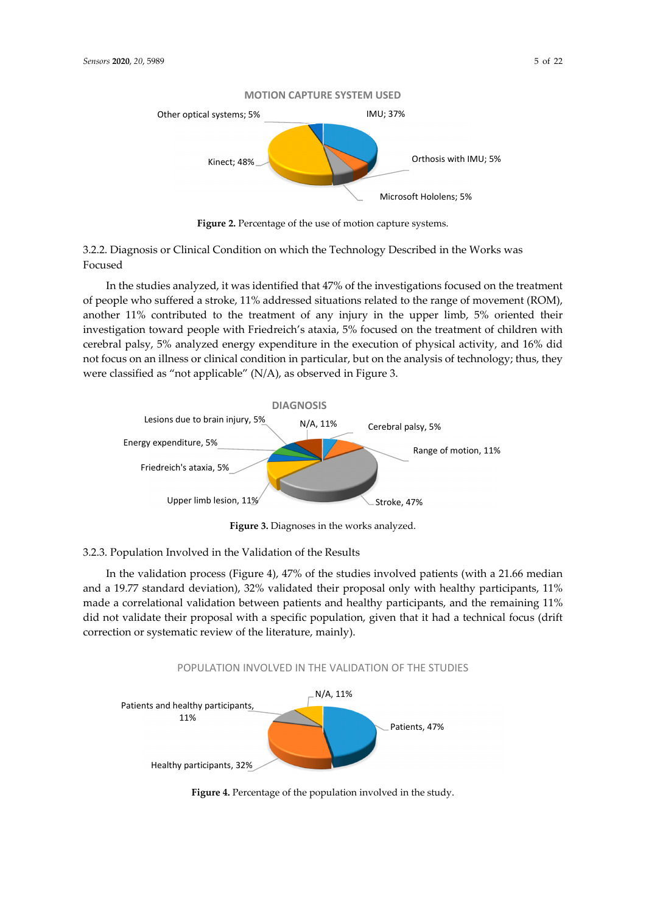**Figure 2.** Percentage of the use of motion capture systems.

### 3.2.2. Diagnosis or Clinical Condition on which the Technology Described in the Works was Focused

In the studies analyzed, it was identified that 47% of the investigations focused on the treatment of people who suffered a stroke, 11% addressed situations related to the range of movement (ROM), another 11% contributed to the treatment of any injury in the upper limb, 5% oriented their investigation toward people with Friedreich's ataxia, 5% focused on the treatment of children with cerebral palsy, 5% analyzed energy expenditure in the execution of physical activity, and 16% did not focus on an illness or clinical condition in particular, but on the analysis of technology; thus, they were classified as "not applicable" (N/A), as observed in Figure 3.

**Figure 3.** Diagnoses in the works analyzed.

### 3.2.3. Population Involved in the Validation of the Results

In the validation process (Figure 4), 47% of the studies involved patients (with a 21.66 median and a 19.77 standard deviation), 32% validated their proposal only with healthy participants, 11% made a correlational validation between patients and healthy participants, and the remaining 11% did not validate their proposal with a specific population, given that it had a technical focus (drift correction or systematic review of the literature, mainly).

**Figure 4.** Percentage of the population involved in the study.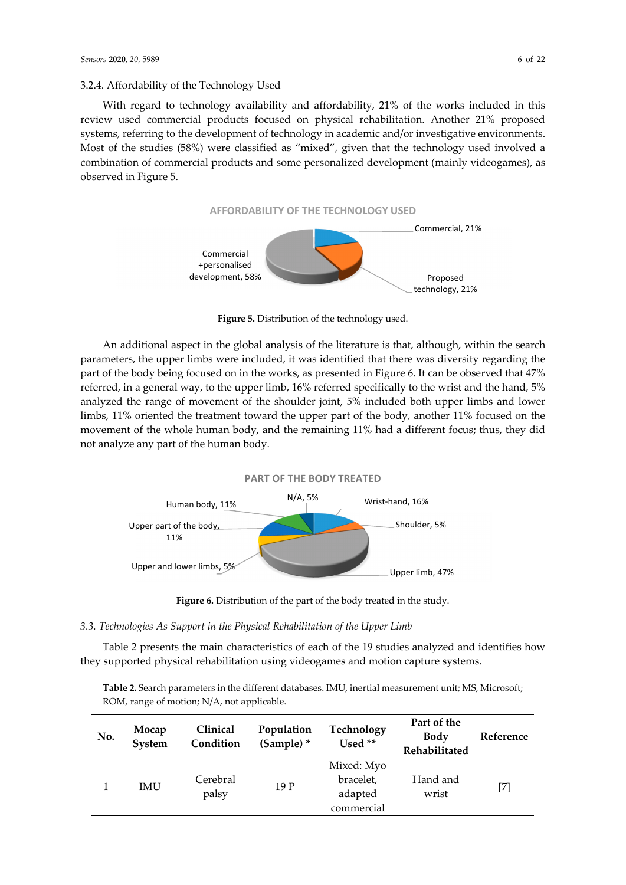### 3.2.4. Affordability of the Technology Used

With regard to technology availability and affordability, 21% of the works included in this review used commercial products focused on physical rehabilitation. Another 21% proposed systems, referring to the development of technology in academic and/or investigative environments. Most of the studies (58%) were classified as "mixed", given that the technology used involved a combination of commercial products and some personalized development (mainly videogames), as observed in Figure 5.

**Figure 5.** Distribution of the technology used.

An additional aspect in the global analysis of the literature is that, although, within the search parameters, the upper limbs were included, it was identified that there was diversity regarding the part of the body being focused on in the works, as presented in Figure 6. It can be observed that 47% referred, in a general way, to the upper limb, 16% referred specifically to the wrist and the hand, 5% analyzed the range of movement of the shoulder joint, 5% included both upper limbs and lower limbs, 11% oriented the treatment toward the upper part of the body, another 11% focused on the movement of the whole human body, and the remaining 11% had a different focus; thus, they did not analyze any part of the human body.

**Figure 6.** Distribution of the part of the body treated in the study.

### *3.3. Technologies As Support in the Physical Rehabilitation of the Upper Limb*

Table 2 presents the main characteristics of each of the 19 studies analyzed and identifies how they supported physical rehabilitation using videogames and motion capture systems.

**Table 2.** Search parameters in the different databases. IMU, inertial measurement unit; MS, Microsoft; ROM, range of motion; N/A, not applicable.

| No. | Mocap System | Clinical Condition | Population (Sample) * | Technology Used ** | Part of the Body Rehabilitated | Reference |
|---|---|---|---|---|---|---|
| 1 | IMU | Cerebral palsy | 19 P | Mixed: Myo bracelet, adapted commercial | Hand and wrist | [7] |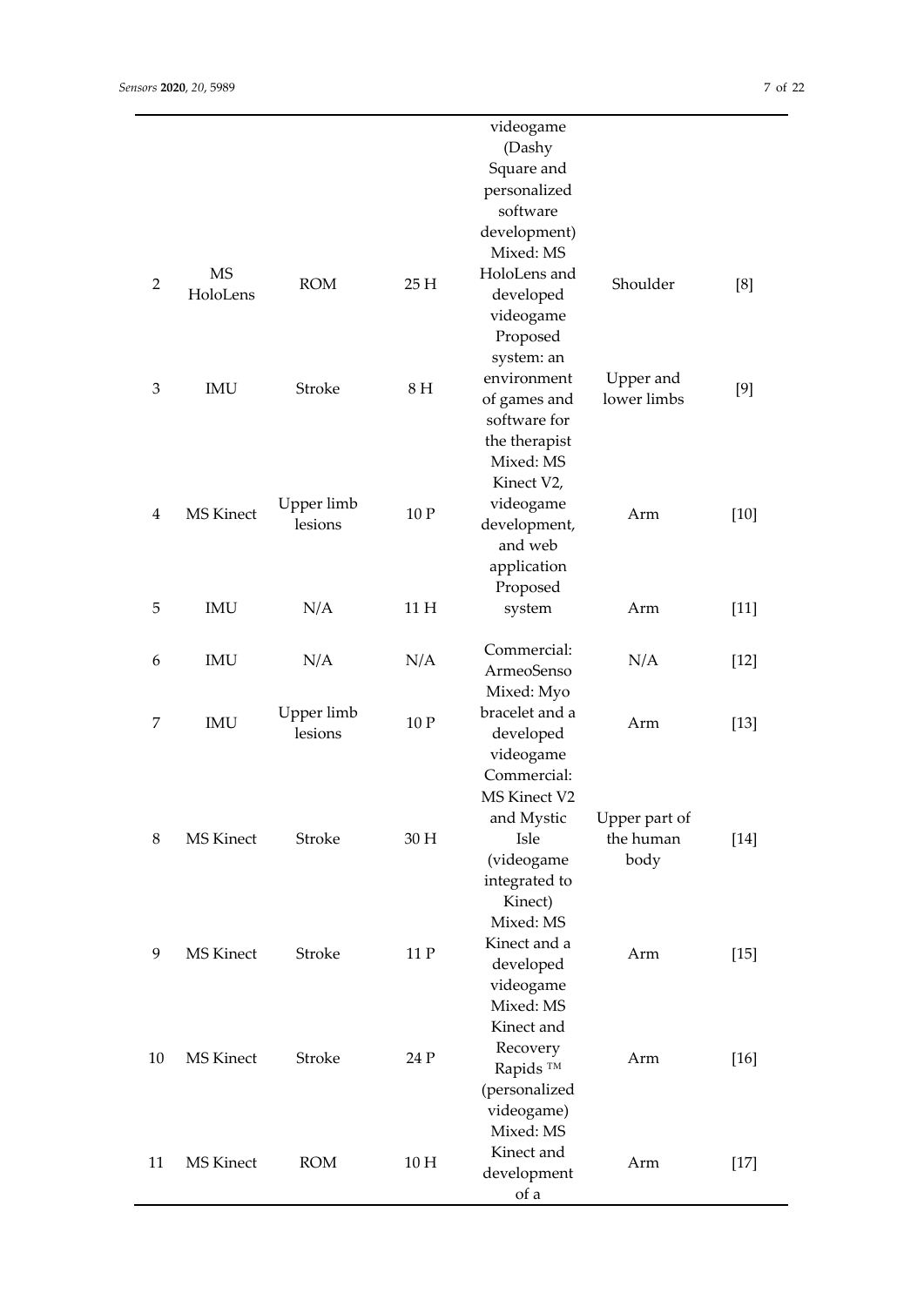| | | | | videogame (Dashy Square and personalized software development) | | |
|---|---|---|---|---|---|---|
| 2 | MS HoloLens | ROM | 25 H | Mixed: MS HoloLens and developed videogame | Shoulder | [8] |
| 3 | IMU | Stroke | 8 H | Proposed system: an environment of games and software for the therapist | Upper and lower limbs | [9] |
| 4 | MS Kinect | Upper limb lesions | 10 P | Mixed: MS Kinect V2, videogame development, and web application | Arm | [10] |
| 5 | IMU | N/A | 11 H | Proposed system | Arm | [11] |
| 6 | IMU | N/A | N/A | Commercial: ArmeoSenso | N/A | [12] |
| 7 | IMU | Upper limb lesions | 10 P | Mixed: Myo bracelet and a developed videogame | Arm | [13] |
| 8 | MS Kinect | Stroke | 30 H | Commercial: MS Kinect V2 and Mystic Isle (videogame integrated to Kinect) | Upper part of the human body | [14] |
| 9 | MS Kinect | Stroke | 11 P | Mixed: MS Kinect and a developed videogame | Arm | [15] |
| 10 | MS Kinect | Stroke | 24 P | Mixed: MS Kinect and Recovery Rapids ™ (personalized videogame) | Arm | [16] |
| 11 | MS Kinect | ROM | 10 H | Mixed: MS Kinect and development of a | Arm | [17] |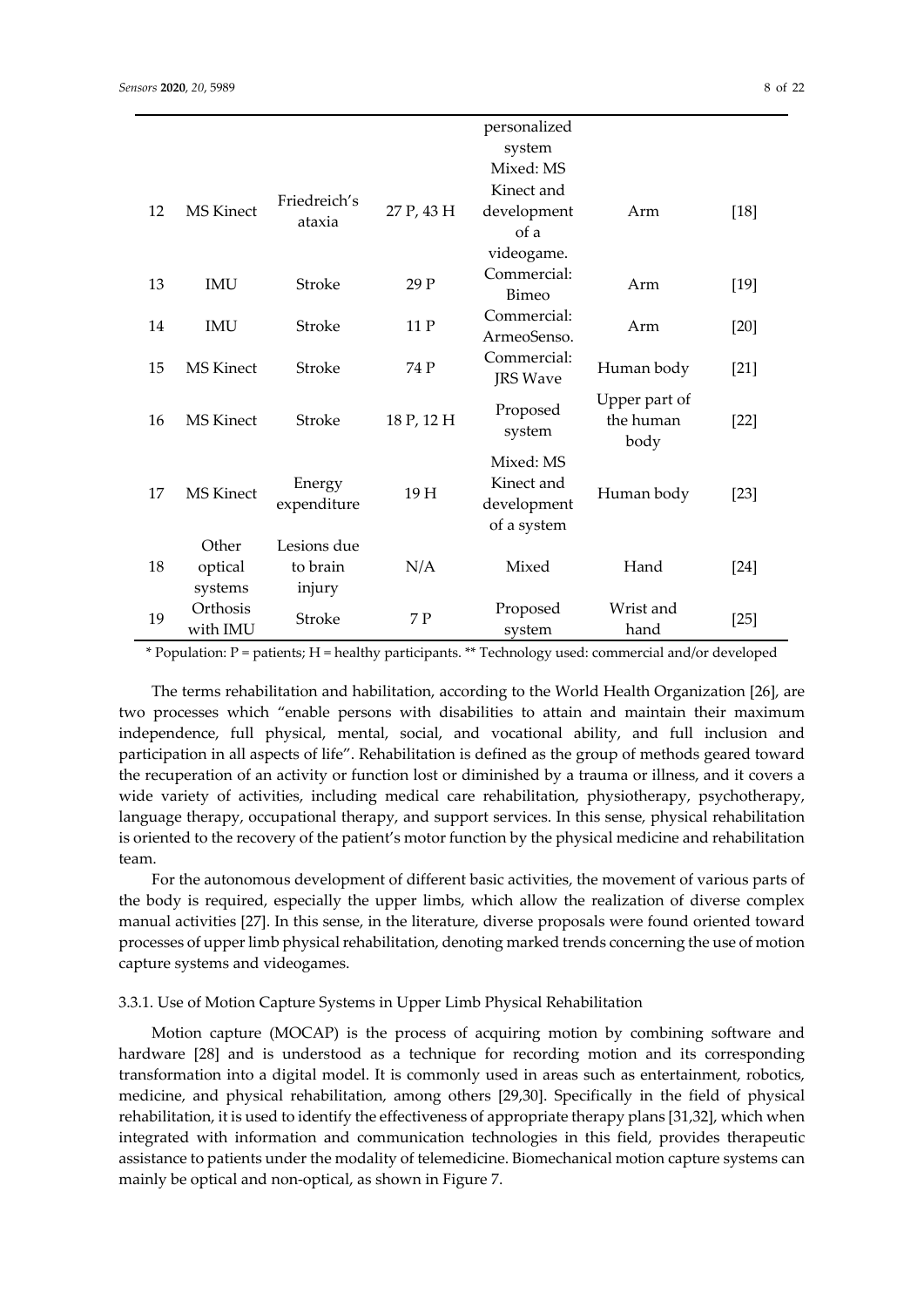| | | | | personalized system | | |
|---|---|---|---|---|---|---|
| 12 | MS Kinect | Friedreich's ataxia | 27 P, 43 H | Mixed: MS Kinect and development of a videogame. | Arm | [18] |
| 13 | IMU | Stroke | 29 P | Commercial: Bimeo | Arm | [19] |
| 14 | IMU | Stroke | 11 P | Commercial: ArmeoSenso. | Arm | [20] |
| 15 | MS Kinect | Stroke | 74 P | Commercial: JRS Wave | Human body | [21] |
| 16 | MS Kinect | Stroke | 18 P, 12 H | Proposed system | Upper part of the human body | [22] |
| 17 | MS Kinect | Energy expenditure | 19 H | Mixed: MS Kinect and development of a system | Human body | [23] |
| 18 | Other optical systems | Lesions due to brain injury | N/A | Mixed | Hand | [24] |
| 19 | Orthosis with IMU | Stroke | 7 P | Proposed system | Wrist and hand | [25] |

* Population: P = patients; H = healthy participants. ** Technology used: commercial and/or developed

The terms rehabilitation and habilitation, according to the World Health Organization [26], are two processes which "enable persons with disabilities to attain and maintain their maximum independence, full physical, mental, social, and vocational ability, and full inclusion and participation in all aspects of life". Rehabilitation is defined as the group of methods geared toward the recuperation of an activity or function lost or diminished by a trauma or illness, and it covers a wide variety of activities, including medical care rehabilitation, physiotherapy, psychotherapy, language therapy, occupational therapy, and support services. In this sense, physical rehabilitation is oriented to the recovery of the patient's motor function by the physical medicine and rehabilitation team.

For the autonomous development of different basic activities, the movement of various parts of the body is required, especially the upper limbs, which allow the realization of diverse complex manual activities [27]. In this sense, in the literature, diverse proposals were found oriented toward processes of upper limb physical rehabilitation, denoting marked trends concerning the use of motion capture systems and videogames.

### 3.3.1. Use of Motion Capture Systems in Upper Limb Physical Rehabilitation

Motion capture (MOCAP) is the process of acquiring motion by combining software and hardware [28] and is understood as a technique for recording motion and its corresponding transformation into a digital model. It is commonly used in areas such as entertainment, robotics, medicine, and physical rehabilitation, among others [29,30]. Specifically in the field of physical rehabilitation, it is used to identify the effectiveness of appropriate therapy plans [31,32], which when integrated with information and communication technologies in this field, provides therapeutic assistance to patients under the modality of telemedicine. Biomechanical motion capture systems can mainly be optical and non-optical, as shown in Figure 7.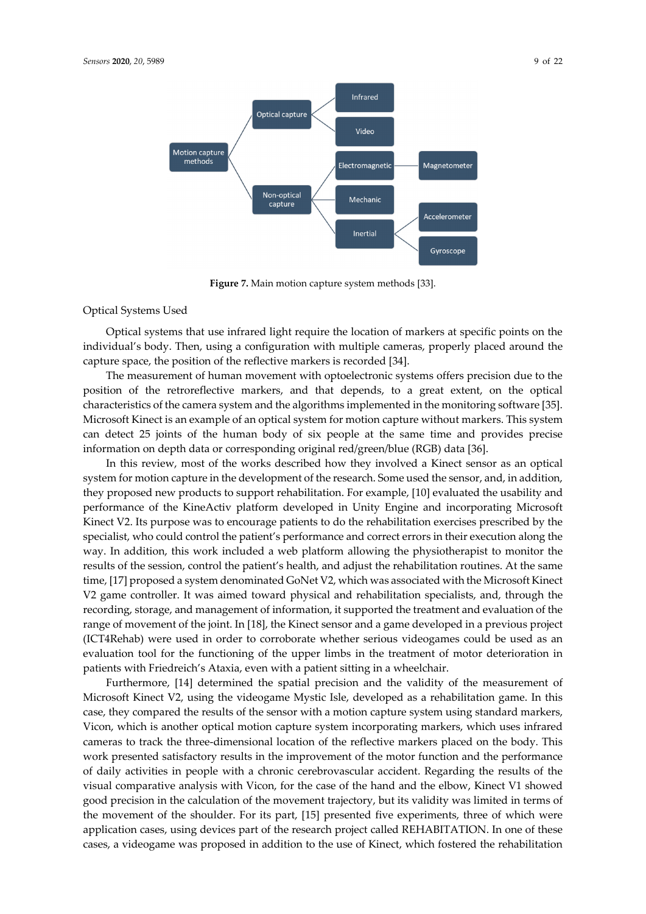Figure 7. Main motion capture system methods [33].

Optical Systems Used

Optical systems that use infrared light require the location of markers at specific points on the individual's body. Then, using a configuration with multiple cameras, properly placed around the capture space, the position of the reflective markers is recorded [34].

The measurement of human movement with optoelectronic systems offers precision due to the position of the retroreflective markers, and that depends, to a great extent, on the optical characteristics of the camera system and the algorithms implemented in the monitoring software [35]. Microsoft Kinect is an example of an optical system for motion capture without markers. This system can detect 25 joints of the human body of six people at the same time and provides precise information on depth data or corresponding original red/green/blue (RGB) data [36].

In this review, most of the works described how they involved a Kinect sensor as an optical system for motion capture in the development of the research. Some used the sensor, and, in addition, they proposed new products to support rehabilitation. For example, [10] evaluated the usability and performance of the KineActiv platform developed in Unity Engine and incorporating Microsoft Kinect V2. Its purpose was to encourage patients to do the rehabilitation exercises prescribed by the specialist, who could control the patient's performance and correct errors in their execution along the way. In addition, this work included a web platform allowing the physiotherapist to monitor the results of the session, control the patient's health, and adjust the rehabilitation routines. At the same time, [17] proposed a system denominated GoNet V2, which was associated with the Microsoft Kinect V2 game controller. It was aimed toward physical and rehabilitation specialists, and, through the recording, storage, and management of information, it supported the treatment and evaluation of the range of movement of the joint. In [18], the Kinect sensor and a game developed in a previous project (ICT4Rehab) were used in order to corroborate whether serious videogames could be used as an evaluation tool for the functioning of the upper limbs in the treatment of motor deterioration in patients with Friedreich's Ataxia, even with a patient sitting in a wheelchair.

Furthermore, [14] determined the spatial precision and the validity of the measurement of Microsoft Kinect V2, using the videogame Mystic Isle, developed as a rehabilitation game. In this case, they compared the results of the sensor with a motion capture system using standard markers, Vicon, which is another optical motion capture system incorporating markers, which uses infrared cameras to track the three-dimensional location of the reflective markers placed on the body. This work presented satisfactory results in the improvement of the motor function and the performance of daily activities in people with a chronic cerebrovascular accident. Regarding the results of the visual comparative analysis with Vicon, for the case of the hand and the elbow, Kinect V1 showed good precision in the calculation of the movement trajectory, but its validity was limited in terms of the movement of the shoulder. For its part, [15] presented five experiments, three of which were application cases, using devices part of the research project called REHABITATION. In one of these cases, a videogame was proposed in addition to the use of Kinect, which fostered the rehabilitation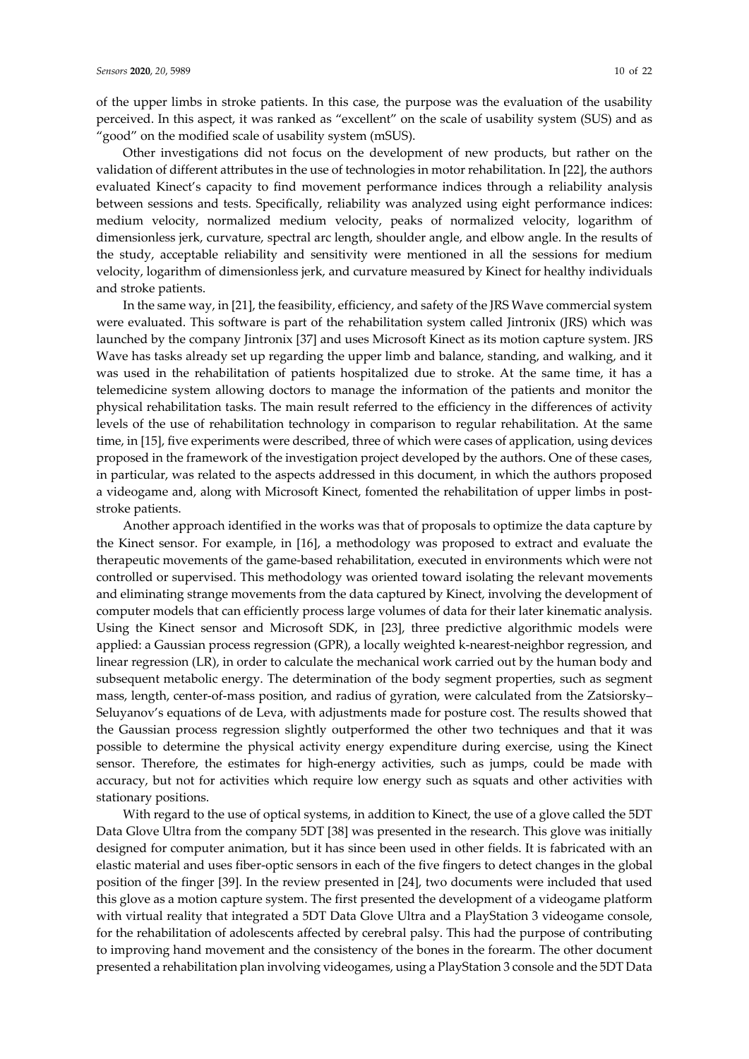of the upper limbs in stroke patients. In this case, the purpose was the evaluation of the usability perceived. In this aspect, it was ranked as "excellent" on the scale of usability system (SUS) and as "good" on the modified scale of usability system (mSUS).

Other investigations did not focus on the development of new products, but rather on the validation of different attributes in the use of technologies in motor rehabilitation. In [22], the authors evaluated Kinect's capacity to find movement performance indices through a reliability analysis between sessions and tests. Specifically, reliability was analyzed using eight performance indices: medium velocity, normalized medium velocity, peaks of normalized velocity, logarithm of dimensionless jerk, curvature, spectral arc length, shoulder angle, and elbow angle. In the results of the study, acceptable reliability and sensitivity were mentioned in all the sessions for medium velocity, logarithm of dimensionless jerk, and curvature measured by Kinect for healthy individuals and stroke patients.

In the same way, in [21], the feasibility, efficiency, and safety of the JRS Wave commercial system were evaluated. This software is part of the rehabilitation system called Jintronix (JRS) which was launched by the company Jintronix [37] and uses Microsoft Kinect as its motion capture system. JRS Wave has tasks already set up regarding the upper limb and balance, standing, and walking, and it was used in the rehabilitation of patients hospitalized due to stroke. At the same time, it has a telemedicine system allowing doctors to manage the information of the patients and monitor the physical rehabilitation tasks. The main result referred to the efficiency in the differences of activity levels of the use of rehabilitation technology in comparison to regular rehabilitation. At the same time, in [15], five experiments were described, three of which were cases of application, using devices proposed in the framework of the investigation project developed by the authors. One of these cases, in particular, was related to the aspects addressed in this document, in which the authors proposed a videogame and, along with Microsoft Kinect, fomented the rehabilitation of upper limbs in post-stroke patients.

Another approach identified in the works was that of proposals to optimize the data capture by the Kinect sensor. For example, in [16], a methodology was proposed to extract and evaluate the therapeutic movements of the game-based rehabilitation, executed in environments which were not controlled or supervised. This methodology was oriented toward isolating the relevant movements and eliminating strange movements from the data captured by Kinect, involving the development of computer models that can efficiently process large volumes of data for their later kinematic analysis. Using the Kinect sensor and Microsoft SDK, in [23], three predictive algorithmic models were applied: a Gaussian process regression (GPR), a locally weighted k-nearest-neighbor regression, and linear regression (LR), in order to calculate the mechanical work carried out by the human body and subsequent metabolic energy. The determination of the body segment properties, such as segment mass, length, center-of-mass position, and radius of gyration, were calculated from the Zatsiorsky–Seluyanov's equations of de Leva, with adjustments made for posture cost. The results showed that the Gaussian process regression slightly outperformed the other two techniques and that it was possible to determine the physical activity energy expenditure during exercise, using the Kinect sensor. Therefore, the estimates for high-energy activities, such as jumps, could be made with accuracy, but not for activities which require low energy such as squats and other activities with stationary positions.

With regard to the use of optical systems, in addition to Kinect, the use of a glove called the 5DT Data Glove Ultra from the company 5DT [38] was presented in the research. This glove was initially designed for computer animation, but it has since been used in other fields. It is fabricated with an elastic material and uses fiber-optic sensors in each of the five fingers to detect changes in the global position of the finger [39]. In the review presented in [24], two documents were included that used this glove as a motion capture system. The first presented the development of a videogame platform with virtual reality that integrated a 5DT Data Glove Ultra and a PlayStation 3 videogame console, for the rehabilitation of adolescents affected by cerebral palsy. This had the purpose of contributing to improving hand movement and the consistency of the bones in the forearm. The other document presented a rehabilitation plan involving videogames, using a PlayStation 3 console and the 5DT Data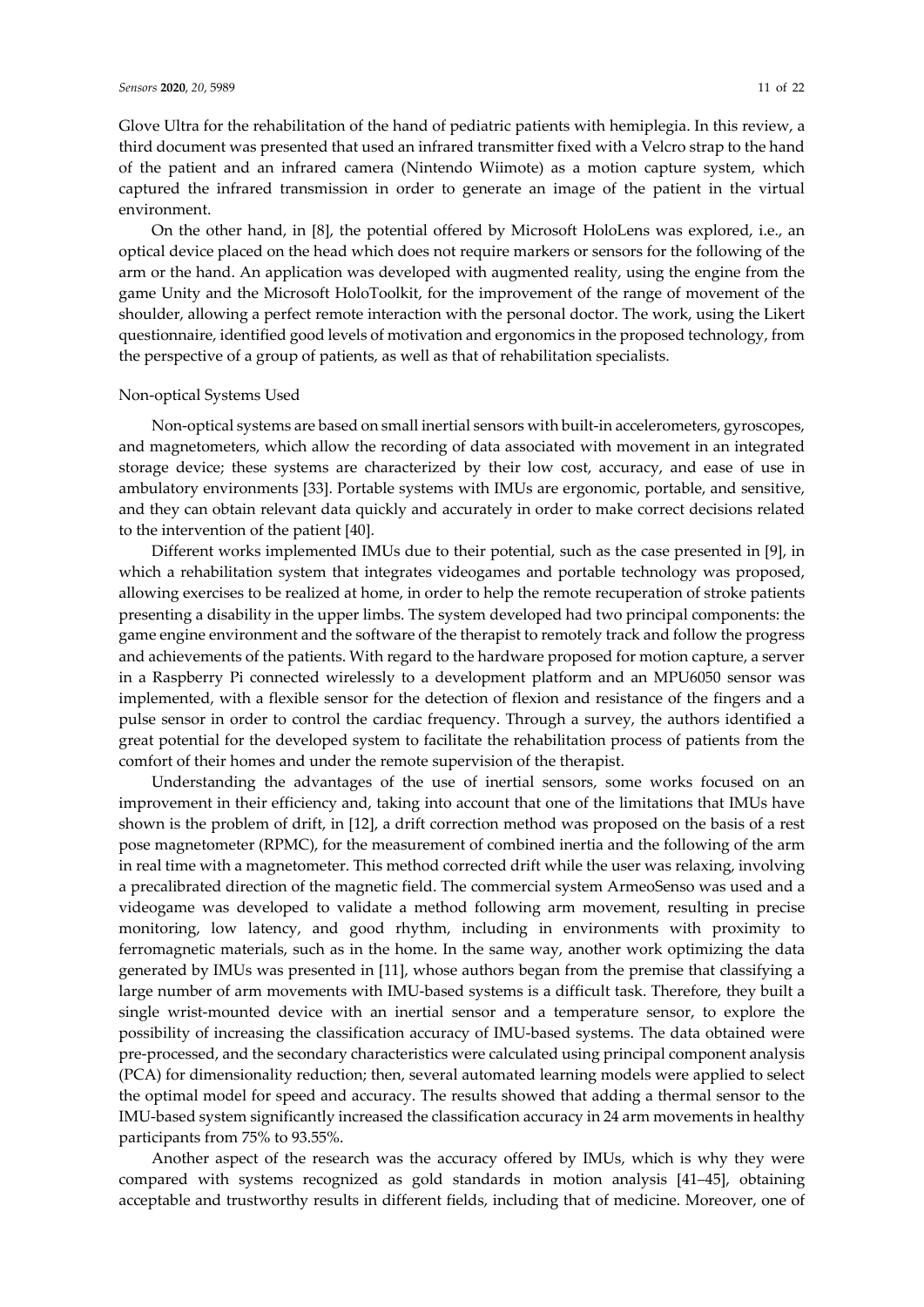Glove Ultra for the rehabilitation of the hand of pediatric patients with hemiplegia. In this review, a third document was presented that used an infrared transmitter fixed with a Velcro strap to the hand of the patient and an infrared camera (Nintendo Wiimote) as a motion capture system, which captured the infrared transmission in order to generate an image of the patient in the virtual environment.

On the other hand, in [8], the potential offered by Microsoft HoloLens was explored, i.e., an optical device placed on the head which does not require markers or sensors for the following of the arm or the hand. An application was developed with augmented reality, using the engine from the game Unity and the Microsoft HoloToolkit, for the improvement of the range of movement of the shoulder, allowing a perfect remote interaction with the personal doctor. The work, using the Likert questionnaire, identified good levels of motivation and ergonomics in the proposed technology, from the perspective of a group of patients, as well as that of rehabilitation specialists.

Non-optical Systems Used

Non-optical systems are based on small inertial sensors with built-in accelerometers, gyroscopes, and magnetometers, which allow the recording of data associated with movement in an integrated storage device; these systems are characterized by their low cost, accuracy, and ease of use in ambulatory environments [33]. Portable systems with IMUs are ergonomic, portable, and sensitive, and they can obtain relevant data quickly and accurately in order to make correct decisions related to the intervention of the patient [40].

Different works implemented IMUs due to their potential, such as the case presented in [9], in which a rehabilitation system that integrates videogames and portable technology was proposed, allowing exercises to be realized at home, in order to help the remote recuperation of stroke patients presenting a disability in the upper limbs. The system developed had two principal components: the game engine environment and the software of the therapist to remotely track and follow the progress and achievements of the patients. With regard to the hardware proposed for motion capture, a server in a Raspberry Pi connected wirelessly to a development platform and an MPU6050 sensor was implemented, with a flexible sensor for the detection of flexion and resistance of the fingers and a pulse sensor in order to control the cardiac frequency. Through a survey, the authors identified a great potential for the developed system to facilitate the rehabilitation process of patients from the comfort of their homes and under the remote supervision of the therapist.

Understanding the advantages of the use of inertial sensors, some works focused on an improvement in their efficiency and, taking into account that one of the limitations that IMUs have shown is the problem of drift, in [12], a drift correction method was proposed on the basis of a rest pose magnetometer (RPMC), for the measurement of combined inertia and the following of the arm in real time with a magnetometer. This method corrected drift while the user was relaxing, involving a precalibrated direction of the magnetic field. The commercial system ArmeoSenso was used and a videogame was developed to validate a method following arm movement, resulting in precise monitoring, low latency, and good rhythm, including in environments with proximity to ferromagnetic materials, such as in the home. In the same way, another work optimizing the data generated by IMUs was presented in [11], whose authors began from the premise that classifying a large number of arm movements with IMU-based systems is a difficult task. Therefore, they built a single wrist-mounted device with an inertial sensor and a temperature sensor, to explore the possibility of increasing the classification accuracy of IMU-based systems. The data obtained were pre-processed, and the secondary characteristics were calculated using principal component analysis (PCA) for dimensionality reduction; then, several automated learning models were applied to select the optimal model for speed and accuracy. The results showed that adding a thermal sensor to the IMU-based system significantly increased the classification accuracy in 24 arm movements in healthy participants from 75% to 93.55%.

Another aspect of the research was the accuracy offered by IMUs, which is why they were compared with systems recognized as gold standards in motion analysis [41–45], obtaining acceptable and trustworthy results in different fields, including that of medicine. Moreover, one of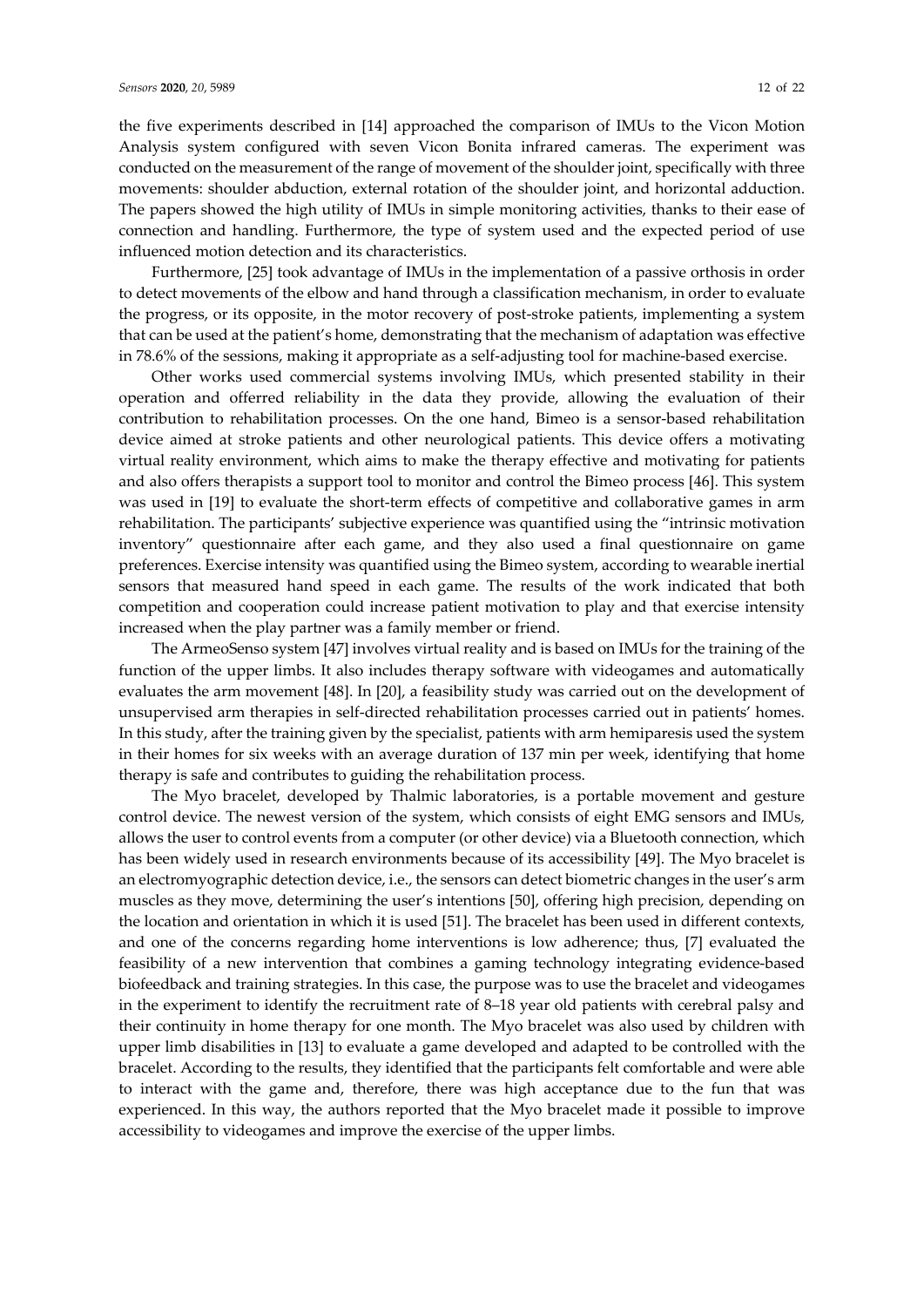the five experiments described in [14] approached the comparison of IMUs to the Vicon Motion Analysis system configured with seven Vicon Bonita infrared cameras. The experiment was conducted on the measurement of the range of movement of the shoulder joint, specifically with three movements: shoulder abduction, external rotation of the shoulder joint, and horizontal adduction. The papers showed the high utility of IMUs in simple monitoring activities, thanks to their ease of connection and handling. Furthermore, the type of system used and the expected period of use influenced motion detection and its characteristics.

Furthermore, [25] took advantage of IMUs in the implementation of a passive orthosis in order to detect movements of the elbow and hand through a classification mechanism, in order to evaluate the progress, or its opposite, in the motor recovery of post-stroke patients, implementing a system that can be used at the patient's home, demonstrating that the mechanism of adaptation was effective in 78.6% of the sessions, making it appropriate as a self-adjusting tool for machine-based exercise.

Other works used commercial systems involving IMUs, which presented stability in their operation and offerred reliability in the data they provide, allowing the evaluation of their contribution to rehabilitation processes. On the one hand, Bimeo is a sensor-based rehabilitation device aimed at stroke patients and other neurological patients. This device offers a motivating virtual reality environment, which aims to make the therapy effective and motivating for patients and also offers therapists a support tool to monitor and control the Bimeo process [46]. This system was used in [19] to evaluate the short-term effects of competitive and collaborative games in arm rehabilitation. The participants' subjective experience was quantified using the "intrinsic motivation inventory" questionnaire after each game, and they also used a final questionnaire on game preferences. Exercise intensity was quantified using the Bimeo system, according to wearable inertial sensors that measured hand speed in each game. The results of the work indicated that both competition and cooperation could increase patient motivation to play and that exercise intensity increased when the play partner was a family member or friend.

The ArmeoSenso system [47] involves virtual reality and is based on IMUs for the training of the function of the upper limbs. It also includes therapy software with videogames and automatically evaluates the arm movement [48]. In [20], a feasibility study was carried out on the development of unsupervised arm therapies in self-directed rehabilitation processes carried out in patients' homes. In this study, after the training given by the specialist, patients with arm hemiparesis used the system in their homes for six weeks with an average duration of 137 min per week, identifying that home therapy is safe and contributes to guiding the rehabilitation process.

The Myo bracelet, developed by Thalmic laboratories, is a portable movement and gesture control device. The newest version of the system, which consists of eight EMG sensors and IMUs, allows the user to control events from a computer (or other device) via a Bluetooth connection, which has been widely used in research environments because of its accessibility [49]. The Myo bracelet is an electromyographic detection device, i.e., the sensors can detect biometric changes in the user's arm muscles as they move, determining the user's intentions [50], offering high precision, depending on the location and orientation in which it is used [51]. The bracelet has been used in different contexts, and one of the concerns regarding home interventions is low adherence; thus, [7] evaluated the feasibility of a new intervention that combines a gaming technology integrating evidence-based biofeedback and training strategies. In this case, the purpose was to use the bracelet and videogames in the experiment to identify the recruitment rate of 8–18 year old patients with cerebral palsy and their continuity in home therapy for one month. The Myo bracelet was also used by children with upper limb disabilities in [13] to evaluate a game developed and adapted to be controlled with the bracelet. According to the results, they identified that the participants felt comfortable and were able to interact with the game and, therefore, there was high acceptance due to the fun that was experienced. In this way, the authors reported that the Myo bracelet made it possible to improve accessibility to videogames and improve the exercise of the upper limbs.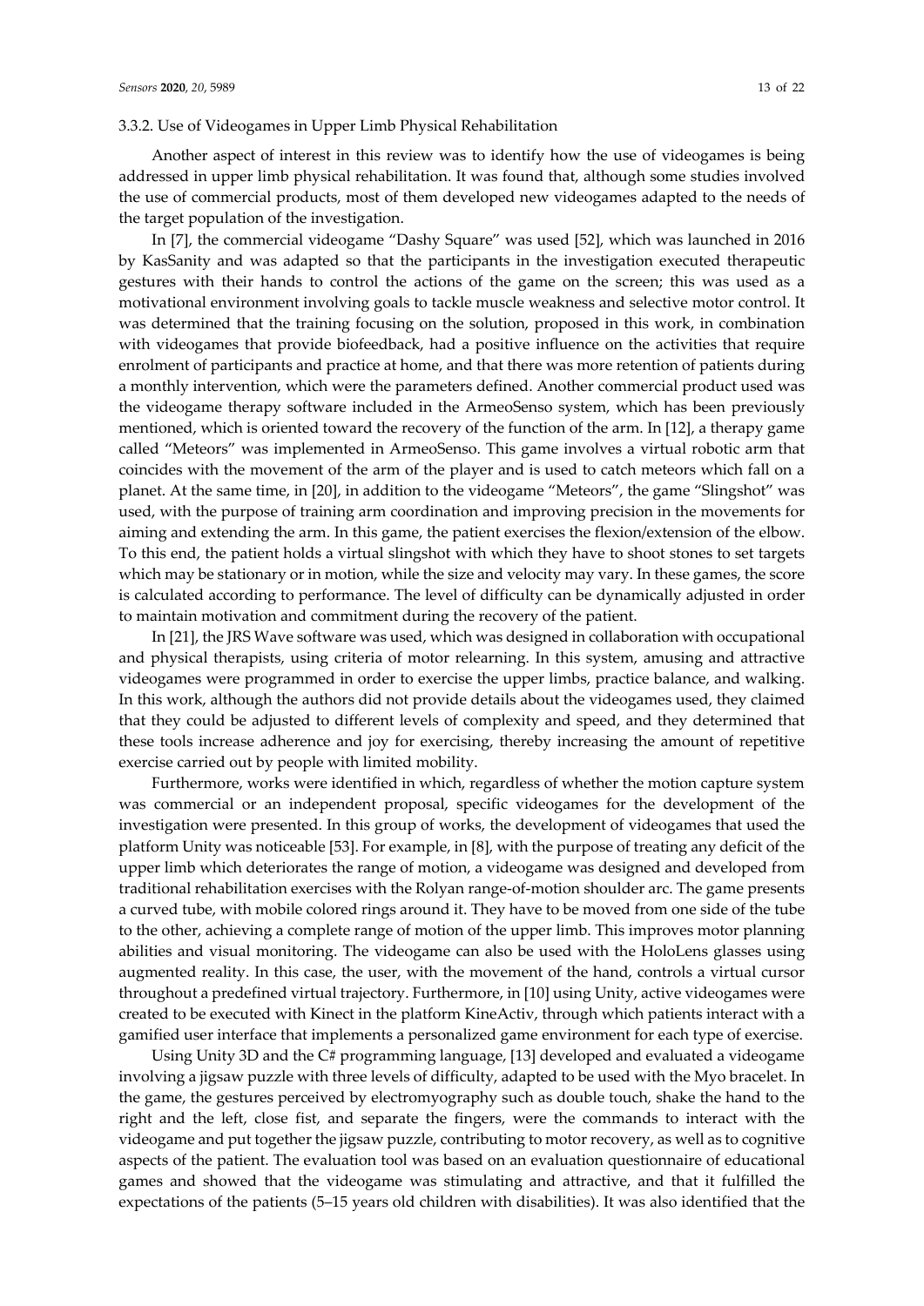#### 3.3.2. Use of Videogames in Upper Limb Physical Rehabilitation

Another aspect of interest in this review was to identify how the use of videogames is being addressed in upper limb physical rehabilitation. It was found that, although some studies involved the use of commercial products, most of them developed new videogames adapted to the needs of the target population of the investigation.

In [7], the commercial videogame "Dashy Square" was used [52], which was launched in 2016 by KasSanity and was adapted so that the participants in the investigation executed therapeutic gestures with their hands to control the actions of the game on the screen; this was used as a motivational environment involving goals to tackle muscle weakness and selective motor control. It was determined that the training focusing on the solution, proposed in this work, in combination with videogames that provide biofeedback, had a positive influence on the activities that require enrolment of participants and practice at home, and that there was more retention of patients during a monthly intervention, which were the parameters defined. Another commercial product used was the videogame therapy software included in the ArmeoSenso system, which has been previously mentioned, which is oriented toward the recovery of the function of the arm. In [12], a therapy game called "Meteors" was implemented in ArmeoSenso. This game involves a virtual robotic arm that coincides with the movement of the arm of the player and is used to catch meteors which fall on a planet. At the same time, in [20], in addition to the videogame "Meteors", the game "Slingshot" was used, with the purpose of training arm coordination and improving precision in the movements for aiming and extending the arm. In this game, the patient exercises the flexion/extension of the elbow. To this end, the patient holds a virtual slingshot with which they have to shoot stones to set targets which may be stationary or in motion, while the size and velocity may vary. In these games, the score is calculated according to performance. The level of difficulty can be dynamically adjusted in order to maintain motivation and commitment during the recovery of the patient.

In [21], the JRS Wave software was used, which was designed in collaboration with occupational and physical therapists, using criteria of motor relearning. In this system, amusing and attractive videogames were programmed in order to exercise the upper limbs, practice balance, and walking. In this work, although the authors did not provide details about the videogames used, they claimed that they could be adjusted to different levels of complexity and speed, and they determined that these tools increase adherence and joy for exercising, thereby increasing the amount of repetitive exercise carried out by people with limited mobility.

Furthermore, works were identified in which, regardless of whether the motion capture system was commercial or an independent proposal, specific videogames for the development of the investigation were presented. In this group of works, the development of videogames that used the platform Unity was noticeable [53]. For example, in [8], with the purpose of treating any deficit of the upper limb which deteriorates the range of motion, a videogame was designed and developed from traditional rehabilitation exercises with the Rolyan range-of-motion shoulder arc. The game presents a curved tube, with mobile colored rings around it. They have to be moved from one side of the tube to the other, achieving a complete range of motion of the upper limb. This improves motor planning abilities and visual monitoring. The videogame can also be used with the HoloLens glasses using augmented reality. In this case, the user, with the movement of the hand, controls a virtual cursor throughout a predefined virtual trajectory. Furthermore, in [10] using Unity, active videogames were created to be executed with Kinect in the platform KineActiv, through which patients interact with a gamified user interface that implements a personalized game environment for each type of exercise.

Using Unity 3D and the C# programming language, [13] developed and evaluated a videogame involving a jigsaw puzzle with three levels of difficulty, adapted to be used with the Myo bracelet. In the game, the gestures perceived by electromyography such as double touch, shake the hand to the right and the left, close fist, and separate the fingers, were the commands to interact with the videogame and put together the jigsaw puzzle, contributing to motor recovery, as well as to cognitive aspects of the patient. The evaluation tool was based on an evaluation questionnaire of educational games and showed that the videogame was stimulating and attractive, and that it fulfilled the expectations of the patients (5–15 years old children with disabilities). It was also identified that the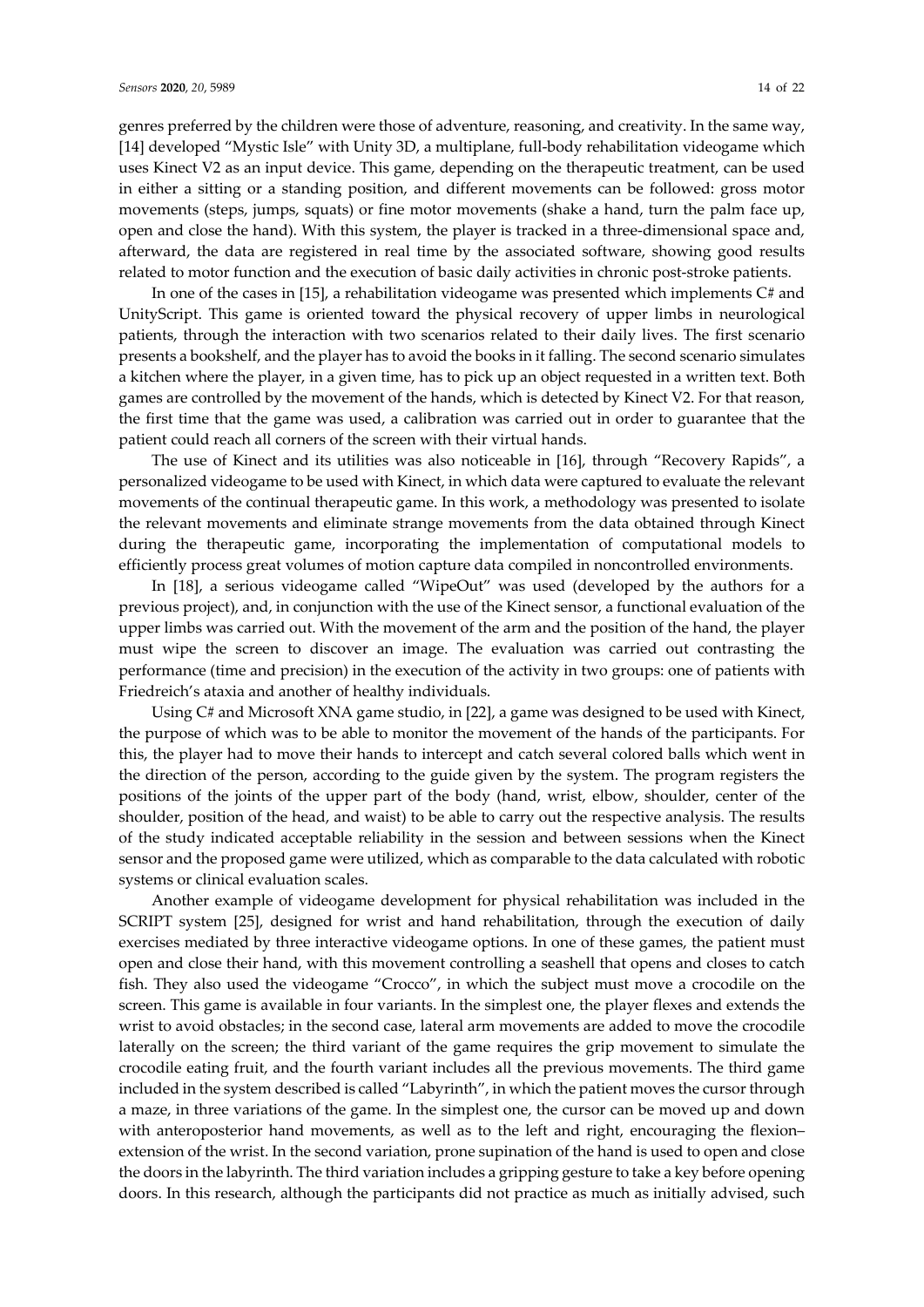genres preferred by the children were those of adventure, reasoning, and creativity. In the same way, [14] developed "Mystic Isle" with Unity 3D, a multiplane, full-body rehabilitation videogame which uses Kinect V2 as an input device. This game, depending on the therapeutic treatment, can be used in either a sitting or a standing position, and different movements can be followed: gross motor movements (steps, jumps, squats) or fine motor movements (shake a hand, turn the palm face up, open and close the hand). With this system, the player is tracked in a three-dimensional space and, afterward, the data are registered in real time by the associated software, showing good results related to motor function and the execution of basic daily activities in chronic post-stroke patients.

In one of the cases in [15], a rehabilitation videogame was presented which implements C# and UnityScript. This game is oriented toward the physical recovery of upper limbs in neurological patients, through the interaction with two scenarios related to their daily lives. The first scenario presents a bookshelf, and the player has to avoid the books in it falling. The second scenario simulates a kitchen where the player, in a given time, has to pick up an object requested in a written text. Both games are controlled by the movement of the hands, which is detected by Kinect V2. For that reason, the first time that the game was used, a calibration was carried out in order to guarantee that the patient could reach all corners of the screen with their virtual hands.

The use of Kinect and its utilities was also noticeable in [16], through "Recovery Rapids", a personalized videogame to be used with Kinect, in which data were captured to evaluate the relevant movements of the continual therapeutic game. In this work, a methodology was presented to isolate the relevant movements and eliminate strange movements from the data obtained through Kinect during the therapeutic game, incorporating the implementation of computational models to efficiently process great volumes of motion capture data compiled in noncontrolled environments.

In [18], a serious videogame called "WipeOut" was used (developed by the authors for a previous project), and, in conjunction with the use of the Kinect sensor, a functional evaluation of the upper limbs was carried out. With the movement of the arm and the position of the hand, the player must wipe the screen to discover an image. The evaluation was carried out contrasting the performance (time and precision) in the execution of the activity in two groups: one of patients with Friedreich's ataxia and another of healthy individuals.

Using C# and Microsoft XNA game studio, in [22], a game was designed to be used with Kinect, the purpose of which was to be able to monitor the movement of the hands of the participants. For this, the player had to move their hands to intercept and catch several colored balls which went in the direction of the person, according to the guide given by the system. The program registers the positions of the joints of the upper part of the body (hand, wrist, elbow, shoulder, center of the shoulder, position of the head, and waist) to be able to carry out the respective analysis. The results of the study indicated acceptable reliability in the session and between sessions when the Kinect sensor and the proposed game were utilized, which as comparable to the data calculated with robotic systems or clinical evaluation scales.

Another example of videogame development for physical rehabilitation was included in the SCRIPT system [25], designed for wrist and hand rehabilitation, through the execution of daily exercises mediated by three interactive videogame options. In one of these games, the patient must open and close their hand, with this movement controlling a seashell that opens and closes to catch fish. They also used the videogame "Crocco", in which the subject must move a crocodile on the screen. This game is available in four variants. In the simplest one, the player flexes and extends the wrist to avoid obstacles; in the second case, lateral arm movements are added to move the crocodile laterally on the screen; the third variant of the game requires the grip movement to simulate the crocodile eating fruit, and the fourth variant includes all the previous movements. The third game included in the system described is called "Labyrinth", in which the patient moves the cursor through a maze, in three variations of the game. In the simplest one, the cursor can be moved up and down with anteroposterior hand movements, as well as to the left and right, encouraging the flexion–extension of the wrist. In the second variation, prone supination of the hand is used to open and close the doors in the labyrinth. The third variation includes a gripping gesture to take a key before opening doors. In this research, although the participants did not practice as much as initially advised, such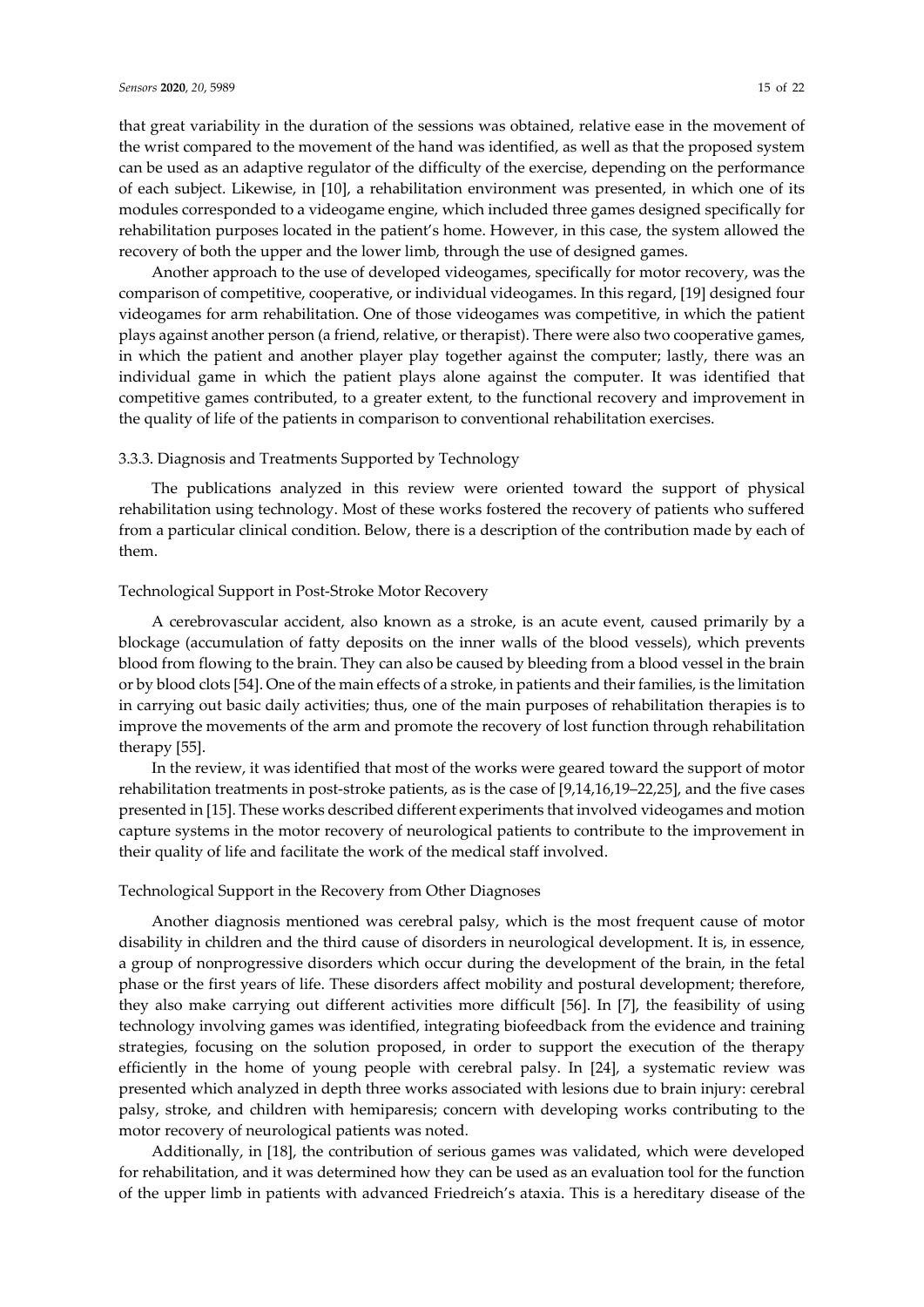that great variability in the duration of the sessions was obtained, relative ease in the movement of the wrist compared to the movement of the hand was identified, as well as that the proposed system can be used as an adaptive regulator of the difficulty of the exercise, depending on the performance of each subject. Likewise, in [10], a rehabilitation environment was presented, in which one of its modules corresponded to a videogame engine, which included three games designed specifically for rehabilitation purposes located in the patient's home. However, in this case, the system allowed the recovery of both the upper and the lower limb, through the use of designed games.

Another approach to the use of developed videogames, specifically for motor recovery, was the comparison of competitive, cooperative, or individual videogames. In this regard, [19] designed four videogames for arm rehabilitation. One of those videogames was competitive, in which the patient plays against another person (a friend, relative, or therapist). There were also two cooperative games, in which the patient and another player play together against the computer; lastly, there was an individual game in which the patient plays alone against the computer. It was identified that competitive games contributed, to a greater extent, to the functional recovery and improvement in the quality of life of the patients in comparison to conventional rehabilitation exercises.

### 3.3.3. Diagnosis and Treatments Supported by Technology

The publications analyzed in this review were oriented toward the support of physical rehabilitation using technology. Most of these works fostered the recovery of patients who suffered from a particular clinical condition. Below, there is a description of the contribution made by each of them.

#### Technological Support in Post-Stroke Motor Recovery

A cerebrovascular accident, also known as a stroke, is an acute event, caused primarily by a blockage (accumulation of fatty deposits on the inner walls of the blood vessels), which prevents blood from flowing to the brain. They can also be caused by bleeding from a blood vessel in the brain or by blood clots [54]. One of the main effects of a stroke, in patients and their families, is the limitation in carrying out basic daily activities; thus, one of the main purposes of rehabilitation therapies is to improve the movements of the arm and promote the recovery of lost function through rehabilitation therapy [55].

In the review, it was identified that most of the works were geared toward the support of motor rehabilitation treatments in post-stroke patients, as is the case of [9,14,16,19–22,25], and the five cases presented in [15]. These works described different experiments that involved videogames and motion capture systems in the motor recovery of neurological patients to contribute to the improvement in their quality of life and facilitate the work of the medical staff involved.

#### Technological Support in the Recovery from Other Diagnoses

Another diagnosis mentioned was cerebral palsy, which is the most frequent cause of motor disability in children and the third cause of disorders in neurological development. It is, in essence, a group of nonprogressive disorders which occur during the development of the brain, in the fetal phase or the first years of life. These disorders affect mobility and postural development; therefore, they also make carrying out different activities more difficult [56]. In [7], the feasibility of using technology involving games was identified, integrating biofeedback from the evidence and training strategies, focusing on the solution proposed, in order to support the execution of the therapy efficiently in the home of young people with cerebral palsy. In [24], a systematic review was presented which analyzed in depth three works associated with lesions due to brain injury: cerebral palsy, stroke, and children with hemiparesis; concern with developing works contributing to the motor recovery of neurological patients was noted.

Additionally, in [18], the contribution of serious games was validated, which were developed for rehabilitation, and it was determined how they can be used as an evaluation tool for the function of the upper limb in patients with advanced Friedreich's ataxia. This is a hereditary disease of the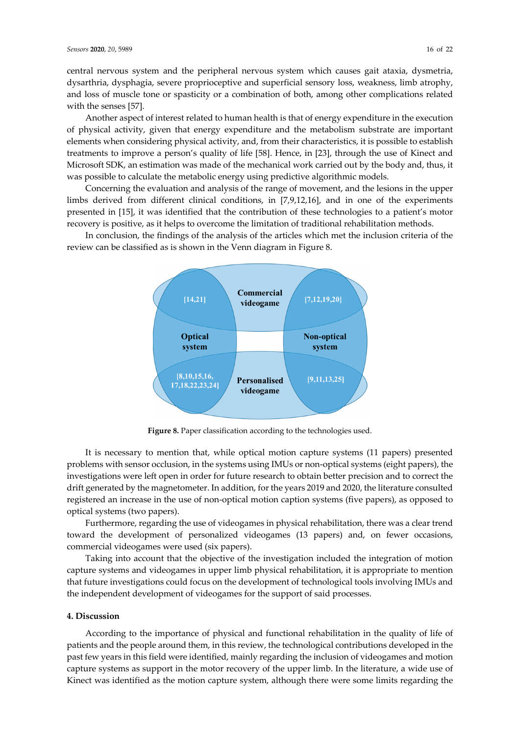central nervous system and the peripheral nervous system which causes gait ataxia, dysmetria, dysarthria, dysphagia, severe proprioceptive and superficial sensory loss, weakness, limb atrophy, and loss of muscle tone or spasticity or a combination of both, among other complications related with the senses [57].

Another aspect of interest related to human health is that of energy expenditure in the execution of physical activity, given that energy expenditure and the metabolism substrate are important elements when considering physical activity, and, from their characteristics, it is possible to establish treatments to improve a person's quality of life [58]. Hence, in [23], through the use of Kinect and Microsoft SDK, an estimation was made of the mechanical work carried out by the body and, thus, it was possible to calculate the metabolic energy using predictive algorithmic models.

Concerning the evaluation and analysis of the range of movement, and the lesions in the upper limbs derived from different clinical conditions, in [7,9,12,16], and in one of the experiments presented in [15], it was identified that the contribution of these technologies to a patient's motor recovery is positive, as it helps to overcome the limitation of traditional rehabilitation methods.

In conclusion, the findings of the analysis of the articles which met the inclusion criteria of the review can be classified as is shown in the Venn diagram in Figure 8.

**Figure 8.** Paper classification according to the technologies used.

It is necessary to mention that, while optical motion capture systems (11 papers) presented problems with sensor occlusion, in the systems using IMUs or non-optical systems (eight papers), the investigations were left open in order for future research to obtain better precision and to correct the drift generated by the magnetometer. In addition, for the years 2019 and 2020, the literature consulted registered an increase in the use of non-optical motion caption systems (five papers), as opposed to optical systems (two papers).

Furthermore, regarding the use of videogames in physical rehabilitation, there was a clear trend toward the development of personalized videogames (13 papers) and, on fewer occasions, commercial videogames were used (six papers).

Taking into account that the objective of the investigation included the integration of motion capture systems and videogames in upper limb physical rehabilitation, it is appropriate to mention that future investigations could focus on the development of technological tools involving IMUs and the independent development of videogames for the support of said processes.

## 4. Discussion

According to the importance of physical and functional rehabilitation in the quality of life of patients and the people around them, in this review, the technological contributions developed in the past few years in this field were identified, mainly regarding the inclusion of videogames and motion capture systems as support in the motor recovery of the upper limb. In the literature, a wide use of Kinect was identified as the motion capture system, although there were some limits regarding the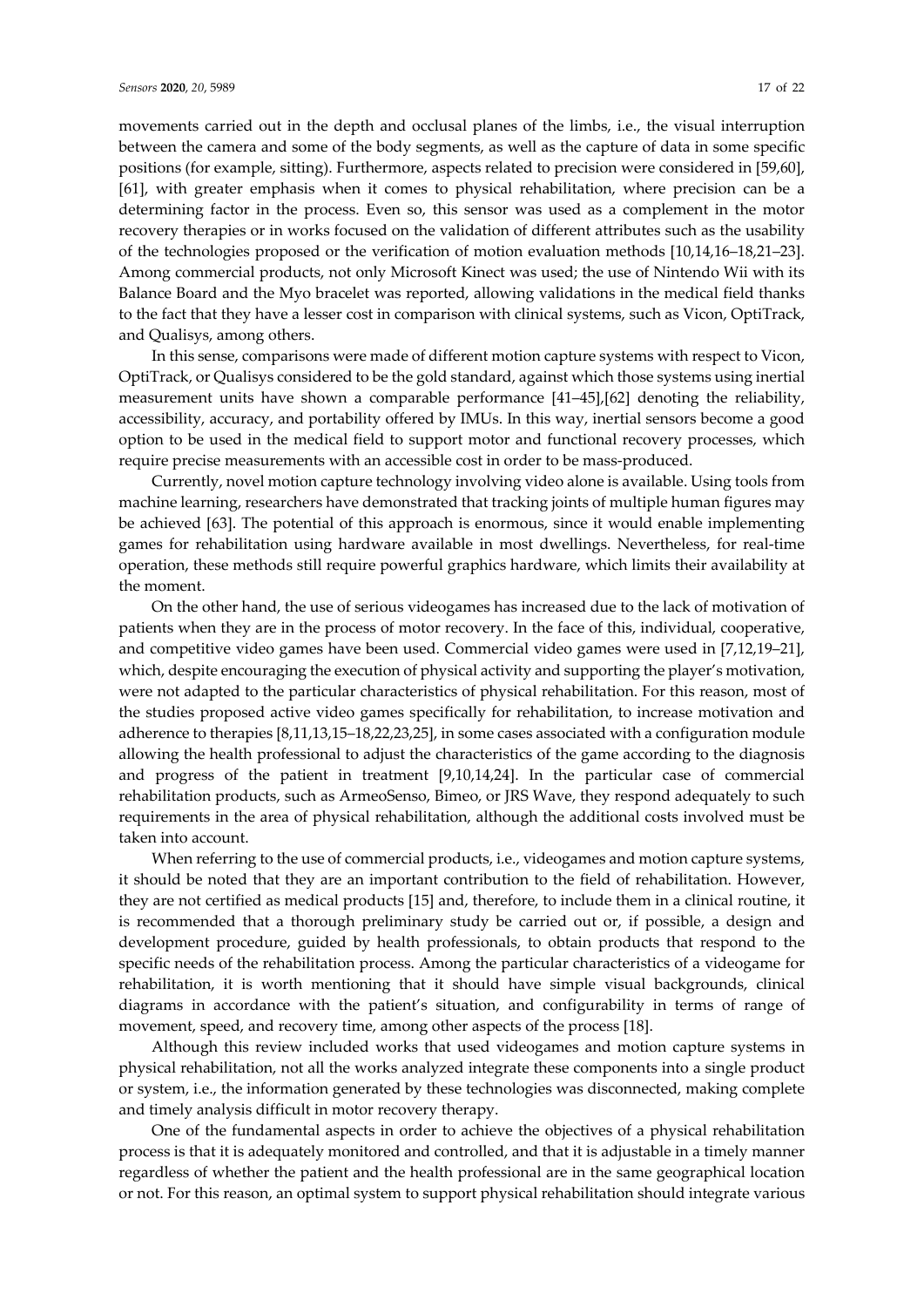movements carried out in the depth and occlusal planes of the limbs, i.e., the visual interruption between the camera and some of the body segments, as well as the capture of data in some specific positions (for example, sitting). Furthermore, aspects related to precision were considered in [59,60], [61], with greater emphasis when it comes to physical rehabilitation, where precision can be a determining factor in the process. Even so, this sensor was used as a complement in the motor recovery therapies or in works focused on the validation of different attributes such as the usability of the technologies proposed or the verification of motion evaluation methods [10,14,16–18,21–23]. Among commercial products, not only Microsoft Kinect was used; the use of Nintendo Wii with its Balance Board and the Myo bracelet was reported, allowing validations in the medical field thanks to the fact that they have a lesser cost in comparison with clinical systems, such as Vicon, OptiTrack, and Qualisys, among others.

In this sense, comparisons were made of different motion capture systems with respect to Vicon, OptiTrack, or Qualisys considered to be the gold standard, against which those systems using inertial measurement units have shown a comparable performance [41–45],[62] denoting the reliability, accessibility, accuracy, and portability offered by IMUs. In this way, inertial sensors become a good option to be used in the medical field to support motor and functional recovery processes, which require precise measurements with an accessible cost in order to be mass-produced.

Currently, novel motion capture technology involving video alone is available. Using tools from machine learning, researchers have demonstrated that tracking joints of multiple human figures may be achieved [63]. The potential of this approach is enormous, since it would enable implementing games for rehabilitation using hardware available in most dwellings. Nevertheless, for real-time operation, these methods still require powerful graphics hardware, which limits their availability at the moment.

On the other hand, the use of serious videogames has increased due to the lack of motivation of patients when they are in the process of motor recovery. In the face of this, individual, cooperative, and competitive video games have been used. Commercial video games were used in [7,12,19–21], which, despite encouraging the execution of physical activity and supporting the player's motivation, were not adapted to the particular characteristics of physical rehabilitation. For this reason, most of the studies proposed active video games specifically for rehabilitation, to increase motivation and adherence to therapies [8,11,13,15–18,22,23,25], in some cases associated with a configuration module allowing the health professional to adjust the characteristics of the game according to the diagnosis and progress of the patient in treatment [9,10,14,24]. In the particular case of commercial rehabilitation products, such as ArmeoSenso, Bimeo, or JRS Wave, they respond adequately to such requirements in the area of physical rehabilitation, although the additional costs involved must be taken into account.

When referring to the use of commercial products, i.e., videogames and motion capture systems, it should be noted that they are an important contribution to the field of rehabilitation. However, they are not certified as medical products [15] and, therefore, to include them in a clinical routine, it is recommended that a thorough preliminary study be carried out or, if possible, a design and development procedure, guided by health professionals, to obtain products that respond to the specific needs of the rehabilitation process. Among the particular characteristics of a videogame for rehabilitation, it is worth mentioning that it should have simple visual backgrounds, clinical diagrams in accordance with the patient's situation, and configurability in terms of range of movement, speed, and recovery time, among other aspects of the process [18].

Although this review included works that used videogames and motion capture systems in physical rehabilitation, not all the works analyzed integrate these components into a single product or system, i.e., the information generated by these technologies was disconnected, making complete and timely analysis difficult in motor recovery therapy.

One of the fundamental aspects in order to achieve the objectives of a physical rehabilitation process is that it is adequately monitored and controlled, and that it is adjustable in a timely manner regardless of whether the patient and the health professional are in the same geographical location or not. For this reason, an optimal system to support physical rehabilitation should integrate various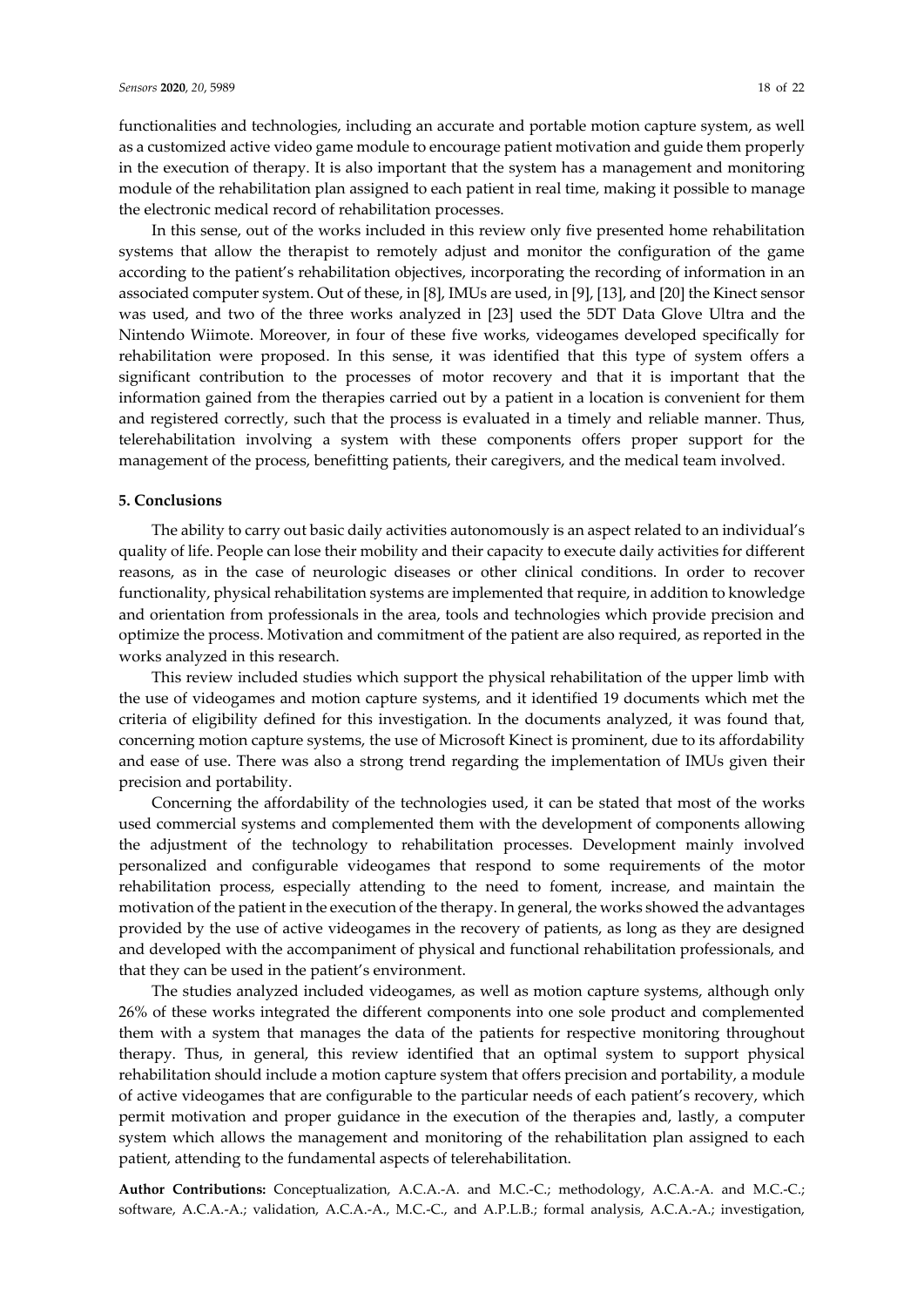functionalities and technologies, including an accurate and portable motion capture system, as well as a customized active video game module to encourage patient motivation and guide them properly in the execution of therapy. It is also important that the system has a management and monitoring module of the rehabilitation plan assigned to each patient in real time, making it possible to manage the electronic medical record of rehabilitation processes.

In this sense, out of the works included in this review only five presented home rehabilitation systems that allow the therapist to remotely adjust and monitor the configuration of the game according to the patient's rehabilitation objectives, incorporating the recording of information in an associated computer system. Out of these, in [8], IMUs are used, in [9], [13], and [20] the Kinect sensor was used, and two of the three works analyzed in [23] used the 5DT Data Glove Ultra and the Nintendo Wiimote. Moreover, in four of these five works, videogames developed specifically for rehabilitation were proposed. In this sense, it was identified that this type of system offers a significant contribution to the processes of motor recovery and that it is important that the information gained from the therapies carried out by a patient in a location is convenient for them and registered correctly, such that the process is evaluated in a timely and reliable manner. Thus, telerehabilitation involving a system with these components offers proper support for the management of the process, benefitting patients, their caregivers, and the medical team involved.

## 5. Conclusions

The ability to carry out basic daily activities autonomously is an aspect related to an individual's quality of life. People can lose their mobility and their capacity to execute daily activities for different reasons, as in the case of neurologic diseases or other clinical conditions. In order to recover functionality, physical rehabilitation systems are implemented that require, in addition to knowledge and orientation from professionals in the area, tools and technologies which provide precision and optimize the process. Motivation and commitment of the patient are also required, as reported in the works analyzed in this research.

This review included studies which support the physical rehabilitation of the upper limb with the use of videogames and motion capture systems, and it identified 19 documents which met the criteria of eligibility defined for this investigation. In the documents analyzed, it was found that, concerning motion capture systems, the use of Microsoft Kinect is prominent, due to its affordability and ease of use. There was also a strong trend regarding the implementation of IMUs given their precision and portability.

Concerning the affordability of the technologies used, it can be stated that most of the works used commercial systems and complemented them with the development of components allowing the adjustment of the technology to rehabilitation processes. Development mainly involved personalized and configurable videogames that respond to some requirements of the motor rehabilitation process, especially attending to the need to foment, increase, and maintain the motivation of the patient in the execution of the therapy. In general, the works showed the advantages provided by the use of active videogames in the recovery of patients, as long as they are designed and developed with the accompaniment of physical and functional rehabilitation professionals, and that they can be used in the patient's environment.

The studies analyzed included videogames, as well as motion capture systems, although only 26% of these works integrated the different components into one sole product and complemented them with a system that manages the data of the patients for respective monitoring throughout therapy. Thus, in general, this review identified that an optimal system to support physical rehabilitation should include a motion capture system that offers precision and portability, a module of active videogames that are configurable to the particular needs of each patient's recovery, which permit motivation and proper guidance in the execution of the therapies and, lastly, a computer system which allows the management and monitoring of the rehabilitation plan assigned to each patient, attending to the fundamental aspects of telerehabilitation.

**Author Contributions:** Conceptualization, A.C.A.-A. and M.C.-C.; methodology, A.C.A.-A. and M.C.-C.; software, A.C.A.-A.; validation, A.C.A.-A., M.C.-C., and A.P.L.B.; formal analysis, A.C.A.-A.; investigation,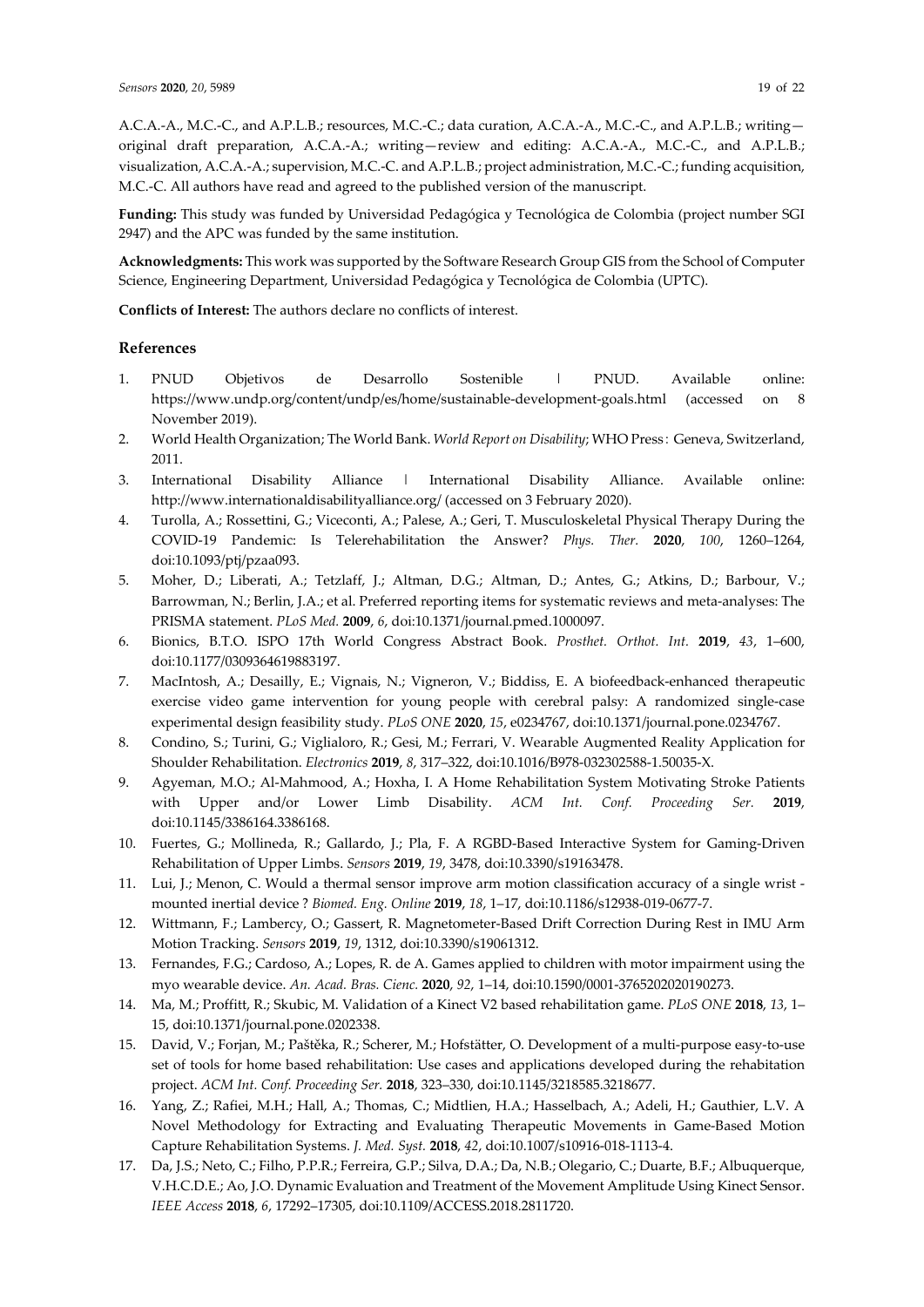A.C.A.-A., M.C.-C., and A.P.L.B.; resources, M.C.-C.; data curation, A.C.A.-A., M.C.-C., and A.P.L.B.; writing—original draft preparation, A.C.A.-A.; writing—review and editing: A.C.A.-A., M.C.-C., and A.P.L.B.; visualization, A.C.A.-A.; supervision, M.C.-C. and A.P.L.B.; project administration, M.C.-C.; funding acquisition, M.C.-C. All authors have read and agreed to the published version of the manuscript.

**Funding:** This study was funded by Universidad Pedagógica y Tecnológica de Colombia (project number SGI 2947) and the APC was funded by the same institution.

**Acknowledgments:** This work was supported by the Software Research Group GIS from the School of Computer Science, Engineering Department, Universidad Pedagógica y Tecnológica de Colombia (UPTC).

**Conflicts of Interest:** The authors declare no conflicts of interest.

## References

1. PNUD Objetivos de Desarrollo Sostenible | PNUD. Available online: https://www.undp.org/content/undp/es/home/sustainable-development-goals.html (accessed on 8 November 2019).
2. World Health Organization; The World Bank. *World Report on Disability*; WHO Press: Geneva, Switzerland, 2011.
3. International Disability Alliance | International Disability Alliance. Available online: http://www.internationaldisabilityalliance.org/ (accessed on 3 February 2020).
4. Turolla, A.; Rossettini, G.; Viceconti, A.; Palese, A.; Geri, T. Musculoskeletal Physical Therapy During the COVID-19 Pandemic: Is Telerehabilitation the Answer? *Phys. Ther.* **2020**, *100*, 1260–1264, doi:10.1093/ptj/pzaa093.
5. Moher, D.; Liberati, A.; Tetzlaff, J.; Altman, D.G.; Altman, D.; Antes, G.; Atkins, D.; Barbour, V.; Barrowman, N.; Berlin, J.A.; et al. Preferred reporting items for systematic reviews and meta-analyses: The PRISMA statement. *PLoS Med.* **2009**, *6*, doi:10.1371/journal.pmed.1000097.
6. Bionics, B.T.O. ISPO 17th World Congress Abstract Book. *Prosthet. Orthot. Int.* **2019**, *43*, 1–600, doi:10.1177/0309364619883197.
7. MacIntosh, A.; Desailly, E.; Vignais, N.; Vigneron, V.; Biddiss, E. A biofeedback-enhanced therapeutic exercise video game intervention for young people with cerebral palsy: A randomized single-case experimental design feasibility study. *PLoS ONE* **2020**, *15*, e0234767, doi:10.1371/journal.pone.0234767.
8. Condino, S.; Turini, G.; Viglialoro, R.; Gesi, M.; Ferrari, V. Wearable Augmented Reality Application for Shoulder Rehabilitation. *Electronics* **2019**, *8*, 317–322, doi:10.1016/B978-032302588-1.50035-X.
9. Agyeman, M.O.; Al-Mahmood, A.; Hoxha, I. A Home Rehabilitation System Motivating Stroke Patients with Upper and/or Lower Limb Disability. *ACM Int. Conf. Proceeding Ser.* **2019**, doi:10.1145/3386164.3386168.
10. Fuertes, G.; Mollineda, R.; Gallardo, J.; Pla, F. A RGBD-Based Interactive System for Gaming-Driven Rehabilitation of Upper Limbs. *Sensors* **2019**, *19*, 3478, doi:10.3390/s19163478.
11. Lui, J.; Menon, C. Would a thermal sensor improve arm motion classification accuracy of a single wrist - mounted inertial device ? *Biomed. Eng. Online* **2019**, *18*, 1–17, doi:10.1186/s12938-019-0677-7.
12. Wittmann, F.; Lambercy, O.; Gassert, R. Magnetometer-Based Drift Correction During Rest in IMU Arm Motion Tracking. *Sensors* **2019**, *19*, 1312, doi:10.3390/s19061312.
13. Fernandes, F.G.; Cardoso, A.; Lopes, R. de A. Games applied to children with motor impairment using the myo wearable device. *An. Acad. Bras. Cienc.* **2020**, *92*, 1–14, doi:10.1590/0001-3765202020190273.
14. Ma, M.; Proffitt, R.; Skubic, M. Validation of a Kinect V2 based rehabilitation game. *PLoS ONE* **2018**, *13*, 1–15, doi:10.1371/journal.pone.0202338.
15. David, V.; Forjan, M.; Paštěka, R.; Scherer, M.; Hofstätter, O. Development of a multi-purpose easy-to-use set of tools for home based rehabilitation: Use cases and applications developed during the rehabitation project. *ACM Int. Conf. Proceeding Ser.* **2018**, 323–330, doi:10.1145/3218585.3218677.
16. Yang, Z.; Rafiei, M.H.; Hall, A.; Thomas, C.; Midtlien, H.A.; Hasselbach, A.; Adeli, H.; Gauthier, L.V. A Novel Methodology for Extracting and Evaluating Therapeutic Movements in Game-Based Motion Capture Rehabilitation Systems. *J. Med. Syst.* **2018**, *42*, doi:10.1007/s10916-018-1113-4.
17. Da, J.S.; Neto, C.; Filho, P.P.R.; Ferreira, G.P.; Silva, D.A.; Da, N.B.; Olegario, C.; Duarte, B.F.; Albuquerque, V.H.C.D.E.; Ao, J.O. Dynamic Evaluation and Treatment of the Movement Amplitude Using Kinect Sensor. *IEEE Access* **2018**, *6*, 17292–17305, doi:10.1109/ACCESS.2018.2811720.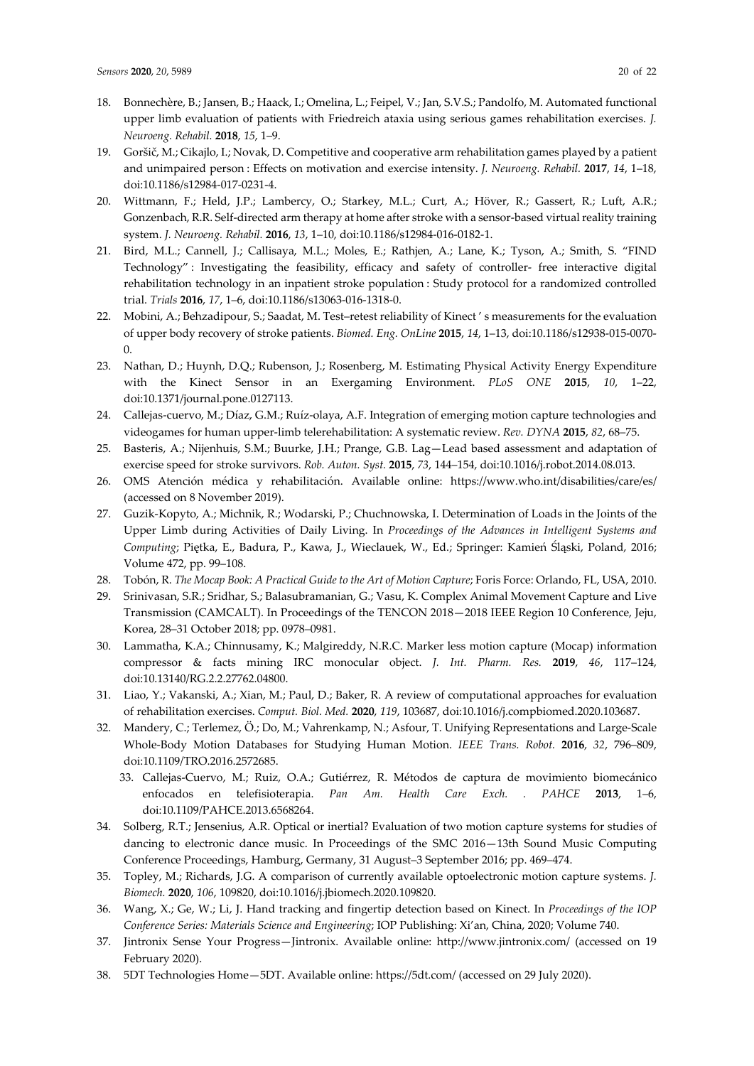18. Bonnechère, B.; Jansen, B.; Haack, I.; Omelina, L.; Feipel, V.; Jan, S.V.S.; Pandolfo, M. Automated functional upper limb evaluation of patients with Friedreich ataxia using serious games rehabilitation exercises. *J. Neuroeng. Rehabil.* **2018**, *15*, 1–9.
19. Goršič, M.; Cikajlo, I.; Novak, D. Competitive and cooperative arm rehabilitation games played by a patient and unimpaired person : Effects on motivation and exercise intensity. *J. Neuroeng. Rehabil.* **2017**, *14*, 1–18, doi:10.1186/s12984-017-0231-4.
20. Wittmann, F.; Held, J.P.; Lambercy, O.; Starkey, M.L.; Curt, A.; Höver, R.; Gassert, R.; Luft, A.R.; Gonzenbach, R.R. Self-directed arm therapy at home after stroke with a sensor-based virtual reality training system. *J. Neuroeng. Rehabil.* **2016**, *13*, 1–10, doi:10.1186/s12984-016-0182-1.
21. Bird, M.L.; Cannell, J.; Callisaya, M.L.; Moles, E.; Rathjen, A.; Lane, K.; Tyson, A.; Smith, S. "FIND Technology" : Investigating the feasibility, efficacy and safety of controller- free interactive digital rehabilitation technology in an inpatient stroke population : Study protocol for a randomized controlled trial. *Trials* **2016**, *17*, 1–6, doi:10.1186/s13063-016-1318-0.
22. Mobini, A.; Behzadipour, S.; Saadat, M. Test–retest reliability of Kinect ' s measurements for the evaluation of upper body recovery of stroke patients. *Biomed. Eng. OnLine* **2015**, *14*, 1–13, doi:10.1186/s12938-015-0070-0.
23. Nathan, D.; Huynh, D.Q.; Rubenson, J.; Rosenberg, M. Estimating Physical Activity Energy Expenditure with the Kinect Sensor in an Exergaming Environment. *PLoS ONE* **2015**, *10*, 1–22, doi:10.1371/journal.pone.0127113.
24. Callejas-cuervo, M.; Díaz, G.M.; Ruíz-olaya, A.F. Integration of emerging motion capture technologies and videogames for human upper-limb telerehabilitation: A systematic review. *Rev. DYNA* **2015**, *82*, 68–75.
25. Basteris, A.; Nijenhuis, S.M.; Buurke, J.H.; Prange, G.B. Lag—Lead based assessment and adaptation of exercise speed for stroke survivors. *Rob. Auton. Syst.* **2015**, *73*, 144–154, doi:10.1016/j.robot.2014.08.013.
26. OMS Atención médica y rehabilitación. Available online: https://www.who.int/disabilities/care/es/ (accessed on 8 November 2019).
27. Guzik-Kopyto, A.; Michnik, R.; Wodarski, P.; Chuchnowska, I. Determination of Loads in the Joints of the Upper Limb during Activities of Daily Living. In *Proceedings of the Advances in Intelligent Systems and Computing*; Piętka, E., Badura, P., Kawa, J., Wieclauek, W., Ed.; Springer: Kamień Śląski, Poland, 2016; Volume 472, pp. 99–108.
28. Tobón, R. *The Mocap Book: A Practical Guide to the Art of Motion Capture*; Foris Force: Orlando, FL, USA, 2010.
29. Srinivasan, S.R.; Sridhar, S.; Balasubramanian, G.; Vasu, K. Complex Animal Movement Capture and Live Transmission (CAMCALT). In Proceedings of the TENCON 2018—2018 IEEE Region 10 Conference, Jeju, Korea, 28–31 October 2018; pp. 0978–0981.
30. Lammatha, K.A.; Chinnusamy, K.; Malgireddy, N.R.C. Marker less motion capture (Mocap) information compressor & facts mining IRC monocular object. *J. Int. Pharm. Res.* **2019**, *46*, 117–124, doi:10.13140/RG.2.2.27762.04800.
31. Liao, Y.; Vakanski, A.; Xian, M.; Paul, D.; Baker, R. A review of computational approaches for evaluation of rehabilitation exercises. *Comput. Biol. Med.* **2020**, *119*, 103687, doi:10.1016/j.compbiomed.2020.103687.
32. Mandery, C.; Terlemez, Ö.; Do, M.; Vahrenkamp, N.; Asfour, T. Unifying Representations and Large-Scale Whole-Body Motion Databases for Studying Human Motion. *IEEE Trans. Robot.* **2016**, *32*, 796–809, doi:10.1109/TRO.2016.2572685.
33. Callejas-Cuervo, M.; Ruiz, O.A.; Gutiérrez, R. Métodos de captura de movimiento biomecánico enfocados en telefisioterapia. *Pan Am. Health Care Exch. . PAHCE* **2013**, 1–6, doi:10.1109/PAHCE.2013.6568264.
34. Solberg, R.T.; Jensenius, A.R. Optical or inertial? Evaluation of two motion capture systems for studies of dancing to electronic dance music. In Proceedings of the SMC 2016—13th Sound Music Computing Conference Proceedings, Hamburg, Germany, 31 August–3 September 2016; pp. 469–474.
35. Topley, M.; Richards, J.G. A comparison of currently available optoelectronic motion capture systems. *J. Biomech.* **2020**, *106*, 109820, doi:10.1016/j.jbiomech.2020.109820.
36. Wang, X.; Ge, W.; Li, J. Hand tracking and fingertip detection based on Kinect. In *Proceedings of the IOP Conference Series: Materials Science and Engineering*; IOP Publishing: Xi'an, China, 2020; Volume 740.
37. Jintronix Sense Your Progress—Jintronix. Available online: http://www.jintronix.com/ (accessed on 19 February 2020).
38. 5DT Technologies Home—5DT. Available online: https://5dt.com/ (accessed on 29 July 2020).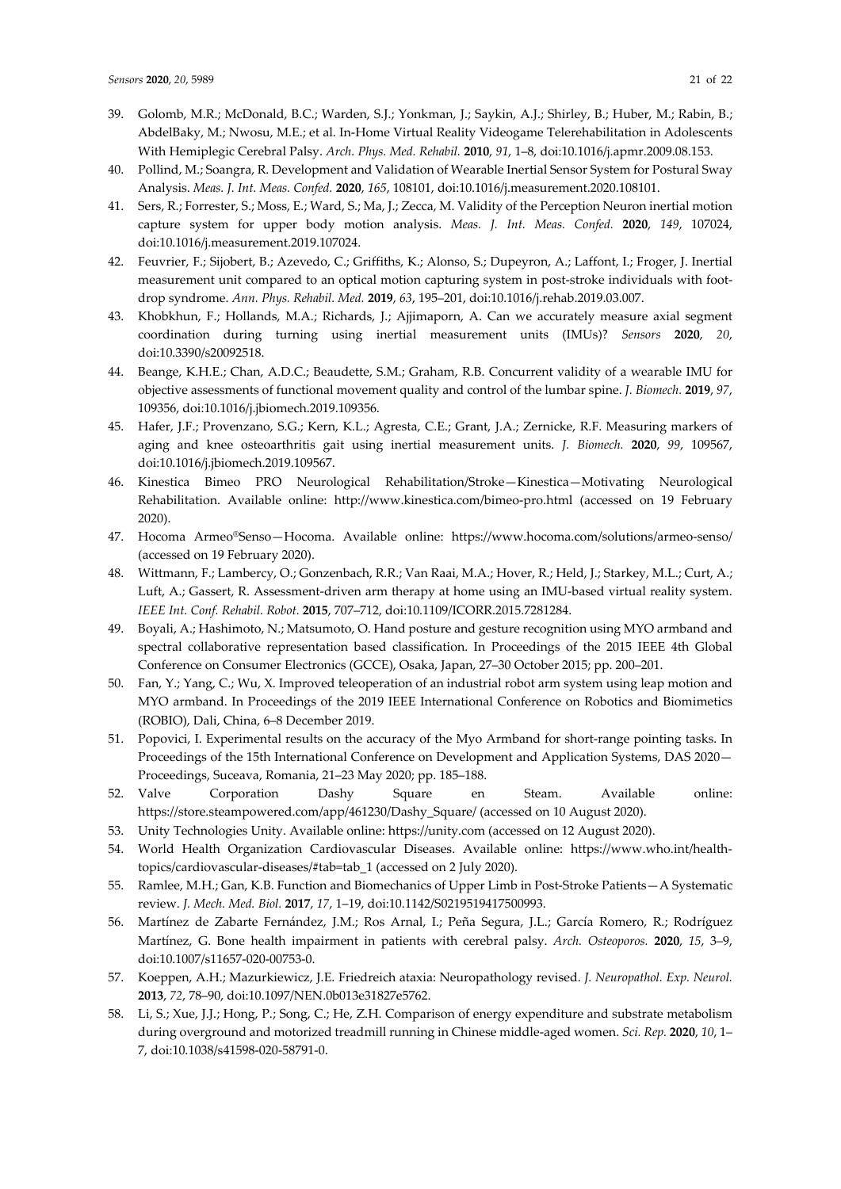39. Golomb, M.R.; McDonald, B.C.; Warden, S.J.; Yonkman, J.; Saykin, A.J.; Shirley, B.; Huber, M.; Rabin, B.; AbdelBaky, M.; Nwosu, M.E.; et al. In-Home Virtual Reality Videogame Telerehabilitation in Adolescents With Hemiplegic Cerebral Palsy. *Arch. Phys. Med. Rehabil.* **2010**, *91*, 1–8, doi:10.1016/j.apmr.2009.08.153.
40. Pollind, M.; Soangra, R. Development and Validation of Wearable Inertial Sensor System for Postural Sway Analysis. *Meas. J. Int. Meas. Confed.* **2020**, *165*, 108101, doi:10.1016/j.measurement.2020.108101.
41. Sers, R.; Forrester, S.; Moss, E.; Ward, S.; Ma, J.; Zecca, M. Validity of the Perception Neuron inertial motion capture system for upper body motion analysis. *Meas. J. Int. Meas. Confed.* **2020**, *149*, 107024, doi:10.1016/j.measurement.2019.107024.
42. Feuvrier, F.; Sijobert, B.; Azevedo, C.; Griffiths, K.; Alonso, S.; Dupeyron, A.; Laffont, I.; Froger, J. Inertial measurement unit compared to an optical motion capturing system in post-stroke individuals with foot-drop syndrome. *Ann. Phys. Rehabil. Med.* **2019**, *63*, 195–201, doi:10.1016/j.rehab.2019.03.007.
43. Khobkhun, F.; Hollands, M.A.; Richards, J.; Ajjimaporn, A. Can we accurately measure axial segment coordination during turning using inertial measurement units (IMUs)? *Sensors* **2020**, *20*, doi:10.3390/s20092518.
44. Beange, K.H.E.; Chan, A.D.C.; Beaudette, S.M.; Graham, R.B. Concurrent validity of a wearable IMU for objective assessments of functional movement quality and control of the lumbar spine. *J. Biomech.* **2019**, *97*, 109356, doi:10.1016/j.jbiomech.2019.109356.
45. Hafer, J.F.; Provenzano, S.G.; Kern, K.L.; Agresta, C.E.; Grant, J.A.; Zernicke, R.F. Measuring markers of aging and knee osteoarthritis gait using inertial measurement units. *J. Biomech.* **2020**, *99*, 109567, doi:10.1016/j.jbiomech.2019.109567.
46. Kinestica Bimeo PRO Neurological Rehabilitation/Stroke—Kinestica—Motivating Neurological Rehabilitation. Available online: http://www.kinestica.com/bimeo-pro.html (accessed on 19 February 2020).
47. Hocoma Armeo®Senso—Hocoma. Available online: https://www.hocoma.com/solutions/armeo-senso/ (accessed on 19 February 2020).
48. Wittmann, F.; Lambercy, O.; Gonzenbach, R.R.; Van Raai, M.A.; Hover, R.; Held, J.; Starkey, M.L.; Curt, A.; Luft, A.; Gassert, R. Assessment-driven arm therapy at home using an IMU-based virtual reality system. *IEEE Int. Conf. Rehabil. Robot.* **2015**, 707–712, doi:10.1109/ICORR.2015.7281284.
49. Boyali, A.; Hashimoto, N.; Matsumoto, O. Hand posture and gesture recognition using MYO armband and spectral collaborative representation based classification. In Proceedings of the 2015 IEEE 4th Global Conference on Consumer Electronics (GCCE), Osaka, Japan, 27–30 October 2015; pp. 200–201.
50. Fan, Y.; Yang, C.; Wu, X. Improved teleoperation of an industrial robot arm system using leap motion and MYO armband. In Proceedings of the 2019 IEEE International Conference on Robotics and Biomimetics (ROBIO), Dali, China, 6–8 December 2019.
51. Popovici, I. Experimental results on the accuracy of the Myo Armband for short-range pointing tasks. In Proceedings of the 15th International Conference on Development and Application Systems, DAS 2020—Proceedings, Suceava, Romania, 21–23 May 2020; pp. 185–188.
52. Valve Corporation Dashy Square en Steam. Available online: https://store.steampowered.com/app/461230/Dashy_Square/ (accessed on 10 August 2020).
53. Unity Technologies Unity. Available online: https://unity.com (accessed on 12 August 2020).
54. World Health Organization Cardiovascular Diseases. Available online: https://www.who.int/health-topics/cardiovascular-diseases/#tab=tab_1 (accessed on 2 July 2020).
55. Ramlee, M.H.; Gan, K.B. Function and Biomechanics of Upper Limb in Post-Stroke Patients—A Systematic review. *J. Mech. Med. Biol.* **2017**, *17*, 1–19, doi:10.1142/S0219519417500993.
56. Martínez de Zabarte Fernández, J.M.; Ros Arnal, I.; Peña Segura, J.L.; García Romero, R.; Rodríguez Martínez, G. Bone health impairment in patients with cerebral palsy. *Arch. Osteoporos.* **2020**, *15*, 3–9, doi:10.1007/s11657-020-00753-0.
57. Koeppen, A.H.; Mazurkiewicz, J.E. Friedreich ataxia: Neuropathology revised. *J. Neuropathol. Exp. Neurol.* **2013**, *72*, 78–90, doi:10.1097/NEN.0b013e31827e5762.
58. Li, S.; Xue, J.J.; Hong, P.; Song, C.; He, Z.H. Comparison of energy expenditure and substrate metabolism during overground and motorized treadmill running in Chinese middle-aged women. *Sci. Rep.* **2020**, *10*, 1–7, doi:10.1038/s41598-020-58791-0.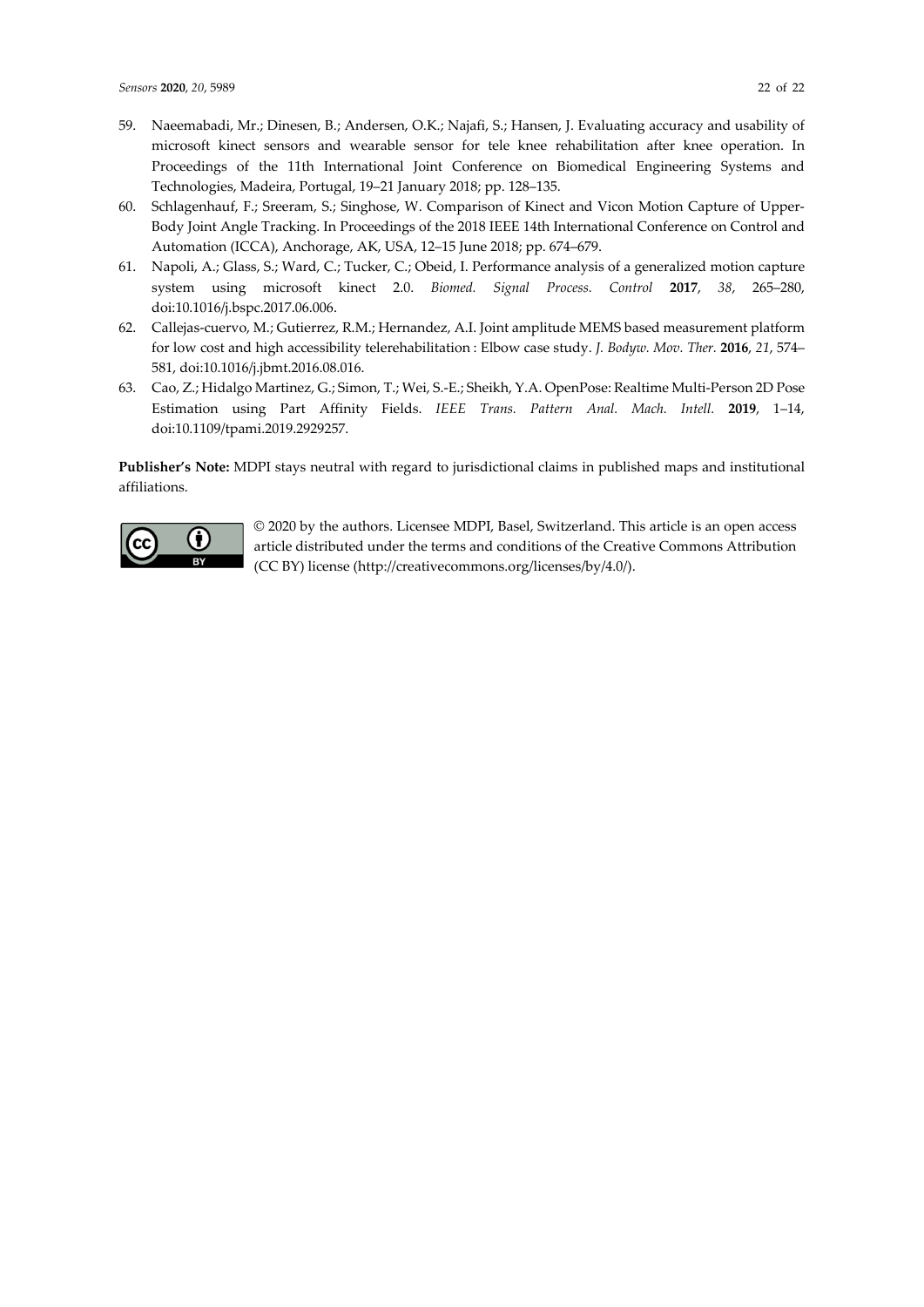59. Naeemabadi, Mr.; Dinesen, B.; Andersen, O.K.; Najafi, S.; Hansen, J. Evaluating accuracy and usability of microsoft kinect sensors and wearable sensor for tele knee rehabilitation after knee operation. In Proceedings of the 11th International Joint Conference on Biomedical Engineering Systems and Technologies, Madeira, Portugal, 19–21 January 2018; pp. 128–135.
60. Schlagenhauf, F.; Sreeram, S.; Singhose, W. Comparison of Kinect and Vicon Motion Capture of Upper-Body Joint Angle Tracking. In Proceedings of the 2018 IEEE 14th International Conference on Control and Automation (ICCA), Anchorage, AK, USA, 12–15 June 2018; pp. 674–679.
61. Napoli, A.; Glass, S.; Ward, C.; Tucker, C.; Obeid, I. Performance analysis of a generalized motion capture system using microsoft kinect 2.0. *Biomed. Signal Process. Control* **2017**, *38*, 265–280, doi:10.1016/j.bspc.2017.06.006.
62. Callejas-cuervo, M.; Gutierrez, R.M.; Hernandez, A.I. Joint amplitude MEMS based measurement platform for low cost and high accessibility telerehabilitation : Elbow case study. *J. Bodyw. Mov. Ther.* **2016**, *21*, 574–581, doi:10.1016/j.jbmt.2016.08.016.
63. Cao, Z.; Hidalgo Martinez, G.; Simon, T.; Wei, S.-E.; Sheikh, Y.A. OpenPose: Realtime Multi-Person 2D Pose Estimation using Part Affinity Fields. *IEEE Trans. Pattern Anal. Mach. Intell.* **2019**, 1–14, doi:10.1109/tpami.2019.2929257.

**Publisher's Note:** MDPI stays neutral with regard to jurisdictional claims in published maps and institutional affiliations.

© 2020 by the authors. Licensee MDPI, Basel, Switzerland. This article is an open access article distributed under the terms and conditions of the Creative Commons Attribution (CC BY) license (http://creativecommons.org/licenses/by/4.0/).